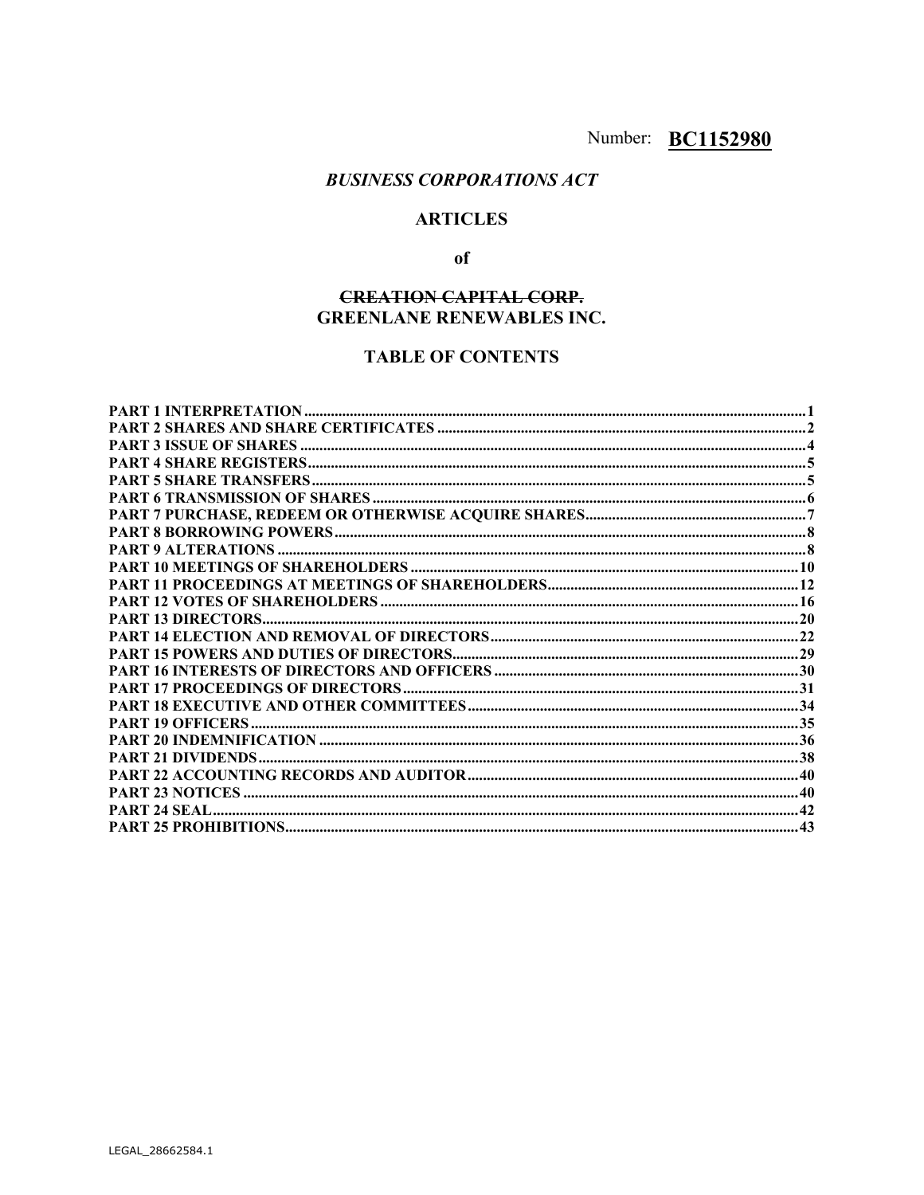Number: **BC1152980**

***BUSINESS CORPORATIONS ACT***

# ARTICLES

**of**

**~~CREATION CAPITAL CORP.~~**
**GREENLANE RENEWABLES INC.**

## TABLE OF CONTENTS

| | |
|---|---|
| PART 1 INTERPRETATION | 1 |
| PART 2 SHARES AND SHARE CERTIFICATES | 2 |
| PART 3 ISSUE OF SHARES | 4 |
| PART 4 SHARE REGISTERS | 5 |
| PART 5 SHARE TRANSFERS | 5 |
| PART 6 TRANSMISSION OF SHARES | 6 |
| PART 7 PURCHASE, REDEEM OR OTHERWISE ACQUIRE SHARES | 7 |
| PART 8 BORROWING POWERS | 8 |
| PART 9 ALTERATIONS | 8 |
| PART 10 MEETINGS OF SHAREHOLDERS | 10 |
| PART 11 PROCEEDINGS AT MEETINGS OF SHAREHOLDERS | 12 |
| PART 12 VOTES OF SHAREHOLDERS | 16 |
| PART 13 DIRECTORS | 20 |
| PART 14 ELECTION AND REMOVAL OF DIRECTORS | 22 |
| PART 15 POWERS AND DUTIES OF DIRECTORS | 29 |
| PART 16 INTERESTS OF DIRECTORS AND OFFICERS | 30 |
| PART 17 PROCEEDINGS OF DIRECTORS | 31 |
| PART 18 EXECUTIVE AND OTHER COMMITTEES | 34 |
| PART 19 OFFICERS | 35 |
| PART 20 INDEMNIFICATION | 36 |
| PART 21 DIVIDENDS | 38 |
| PART 22 ACCOUNTING RECORDS AND AUDITOR | 40 |
| PART 23 NOTICES | 40 |
| PART 24 SEAL | 42 |
| PART 25 PROHIBITIONS | 43 |

LEGAL_28662584.1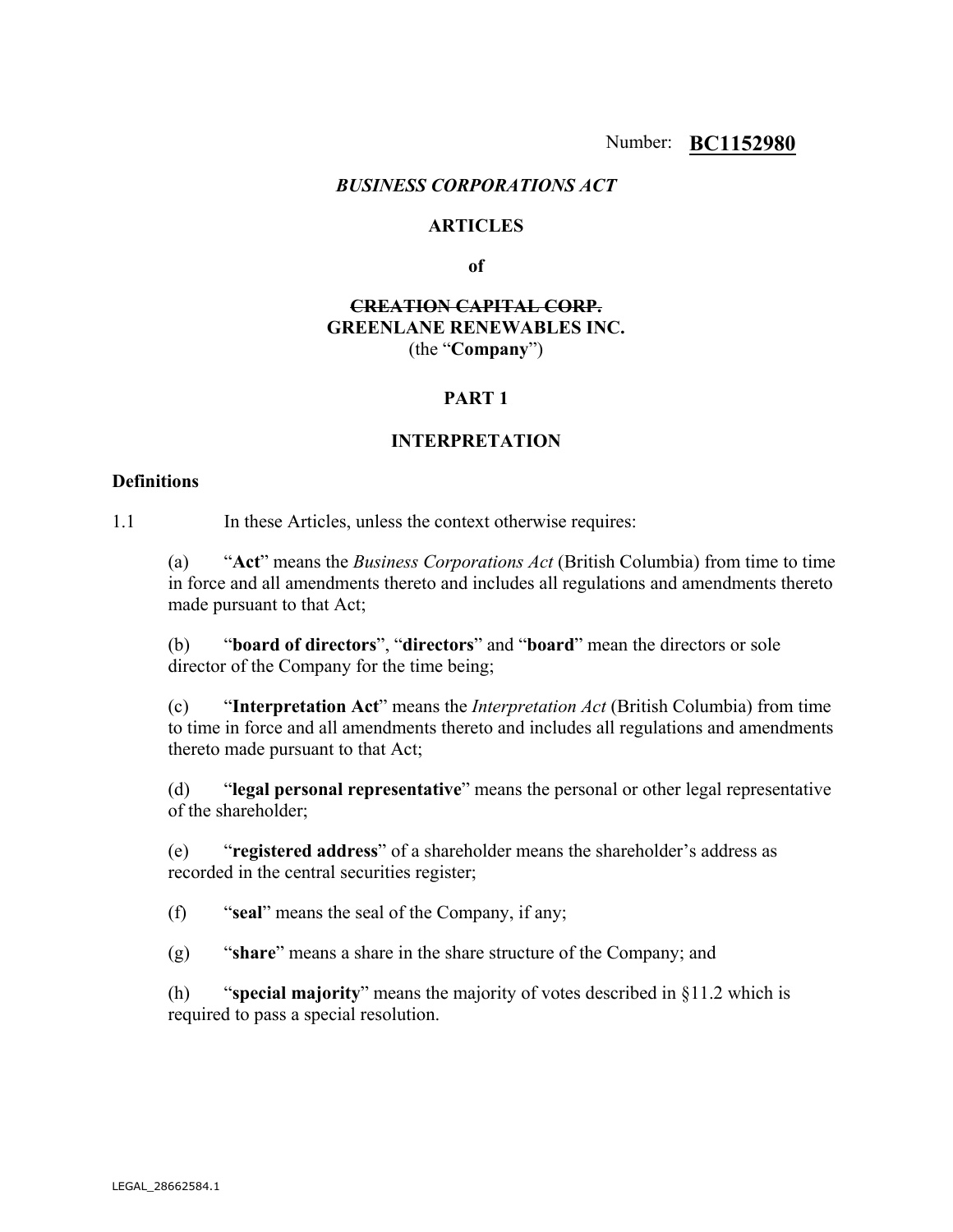Number: **BC1152980**

*BUSINESS CORPORATIONS ACT*

**ARTICLES**

**of**

**~~CREATION CAPITAL CORP.~~**
**GREENLANE RENEWABLES INC.**
(the "**Company**")

## PART 1

## INTERPRETATION

### Definitions

1.1 In these Articles, unless the context otherwise requires:

(a) "**Act**" means the *Business Corporations Act* (British Columbia) from time to time in force and all amendments thereto and includes all regulations and amendments thereto made pursuant to that Act;

(b) "**board of directors**", "**directors**" and "**board**" mean the directors or sole director of the Company for the time being;

(c) "**Interpretation Act**" means the *Interpretation Act* (British Columbia) from time to time in force and all amendments thereto and includes all regulations and amendments thereto made pursuant to that Act;

(d) "**legal personal representative**" means the personal or other legal representative of the shareholder;

(e) "**registered address**" of a shareholder means the shareholder's address as recorded in the central securities register;

(f) "**seal**" means the seal of the Company, if any;

(g) "**share**" means a share in the share structure of the Company; and

(h) "**special majority**" means the majority of votes described in §11.2 which is required to pass a special resolution.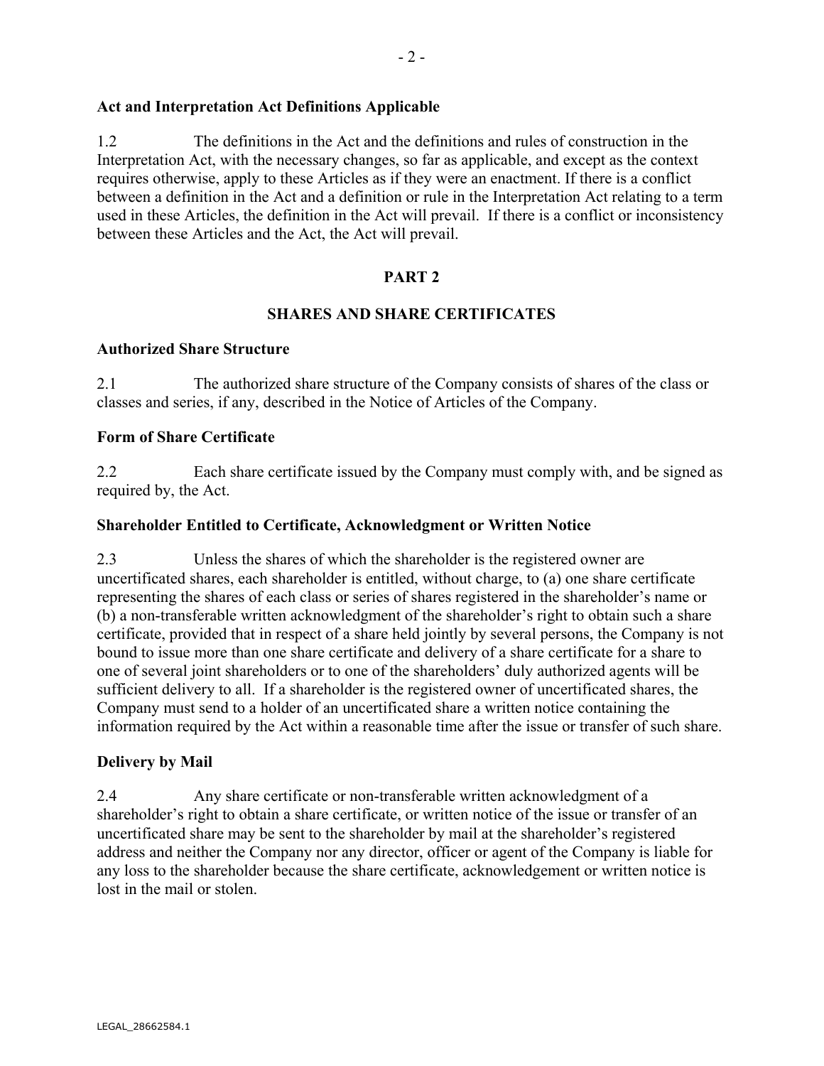**Act and Interpretation Act Definitions Applicable**

1.2 The definitions in the Act and the definitions and rules of construction in the Interpretation Act, with the necessary changes, so far as applicable, and except as the context requires otherwise, apply to these Articles as if they were an enactment. If there is a conflict between a definition in the Act and a definition or rule in the Interpretation Act relating to a term used in these Articles, the definition in the Act will prevail. If there is a conflict or inconsistency between these Articles and the Act, the Act will prevail.

## PART 2

## SHARES AND SHARE CERTIFICATES

**Authorized Share Structure**

2.1 The authorized share structure of the Company consists of shares of the class or classes and series, if any, described in the Notice of Articles of the Company.

**Form of Share Certificate**

2.2 Each share certificate issued by the Company must comply with, and be signed as required by, the Act.

**Shareholder Entitled to Certificate, Acknowledgment or Written Notice**

2.3 Unless the shares of which the shareholder is the registered owner are uncertificated shares, each shareholder is entitled, without charge, to (a) one share certificate representing the shares of each class or series of shares registered in the shareholder's name or (b) a non-transferable written acknowledgment of the shareholder's right to obtain such a share certificate, provided that in respect of a share held jointly by several persons, the Company is not bound to issue more than one share certificate and delivery of a share certificate for a share to one of several joint shareholders or to one of the shareholders' duly authorized agents will be sufficient delivery to all. If a shareholder is the registered owner of uncertificated shares, the Company must send to a holder of an uncertificated share a written notice containing the information required by the Act within a reasonable time after the issue or transfer of such share.

**Delivery by Mail**

2.4 Any share certificate or non-transferable written acknowledgment of a shareholder's right to obtain a share certificate, or written notice of the issue or transfer of an uncertificated share may be sent to the shareholder by mail at the shareholder's registered address and neither the Company nor any director, officer or agent of the Company is liable for any loss to the shareholder because the share certificate, acknowledgement or written notice is lost in the mail or stolen.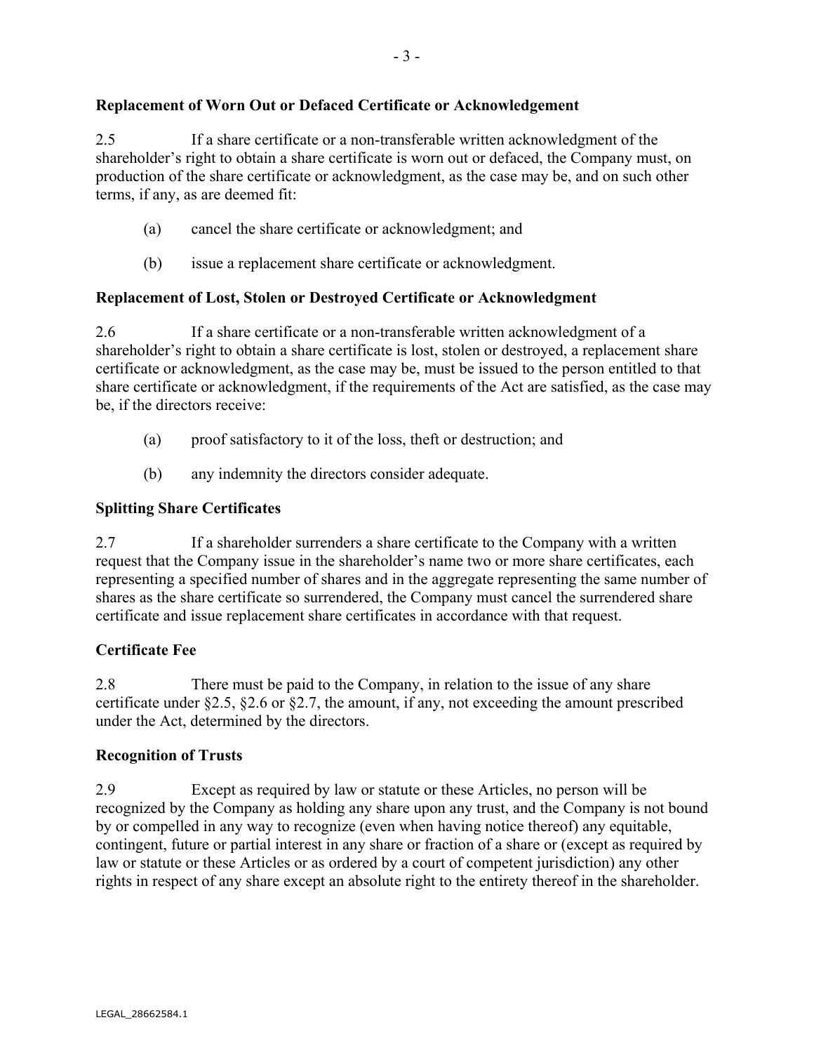**Replacement of Worn Out or Defaced Certificate or Acknowledgement**

2.5 If a share certificate or a non-transferable written acknowledgment of the shareholder's right to obtain a share certificate is worn out or defaced, the Company must, on production of the share certificate or acknowledgment, as the case may be, and on such other terms, if any, as are deemed fit:

(a) cancel the share certificate or acknowledgment; and

(b) issue a replacement share certificate or acknowledgment.

**Replacement of Lost, Stolen or Destroyed Certificate or Acknowledgment**

2.6 If a share certificate or a non-transferable written acknowledgment of a shareholder's right to obtain a share certificate is lost, stolen or destroyed, a replacement share certificate or acknowledgment, as the case may be, must be issued to the person entitled to that share certificate or acknowledgment, if the requirements of the Act are satisfied, as the case may be, if the directors receive:

(a) proof satisfactory to it of the loss, theft or destruction; and

(b) any indemnity the directors consider adequate.

**Splitting Share Certificates**

2.7 If a shareholder surrenders a share certificate to the Company with a written request that the Company issue in the shareholder's name two or more share certificates, each representing a specified number of shares and in the aggregate representing the same number of shares as the share certificate so surrendered, the Company must cancel the surrendered share certificate and issue replacement share certificates in accordance with that request.

**Certificate Fee**

2.8 There must be paid to the Company, in relation to the issue of any share certificate under §2.5, §2.6 or §2.7, the amount, if any, not exceeding the amount prescribed under the Act, determined by the directors.

**Recognition of Trusts**

2.9 Except as required by law or statute or these Articles, no person will be recognized by the Company as holding any share upon any trust, and the Company is not bound by or compelled in any way to recognize (even when having notice thereof) any equitable, contingent, future or partial interest in any share or fraction of a share or (except as required by law or statute or these Articles or as ordered by a court of competent jurisdiction) any other rights in respect of any share except an absolute right to the entirety thereof in the shareholder.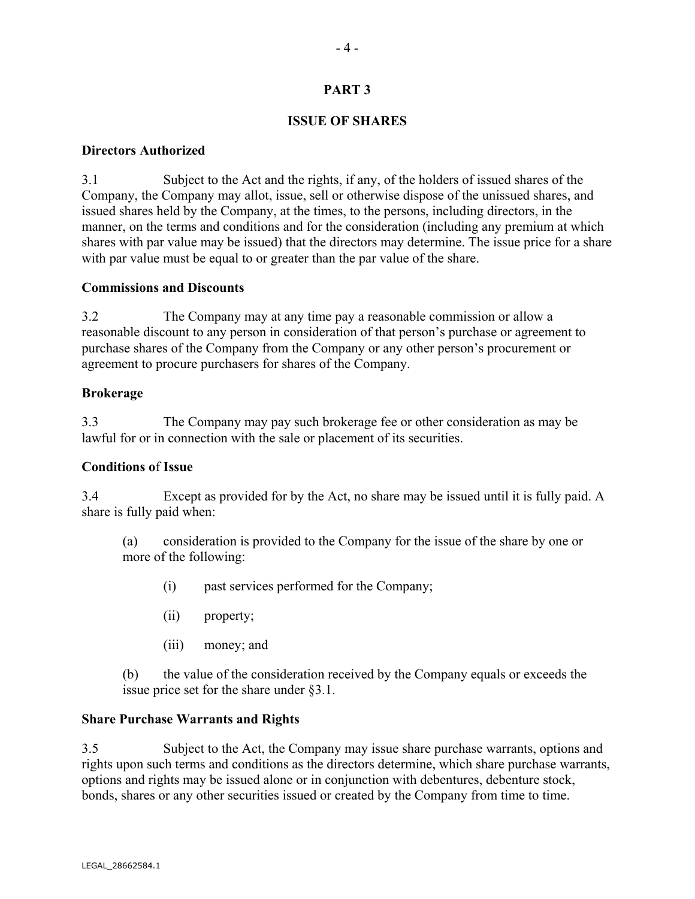# PART 3

## ISSUE OF SHARES

**Directors Authorized**

3.1 Subject to the Act and the rights, if any, of the holders of issued shares of the Company, the Company may allot, issue, sell or otherwise dispose of the unissued shares, and issued shares held by the Company, at the times, to the persons, including directors, in the manner, on the terms and conditions and for the consideration (including any premium at which shares with par value may be issued) that the directors may determine. The issue price for a share with par value must be equal to or greater than the par value of the share.

**Commissions and Discounts**

3.2 The Company may at any time pay a reasonable commission or allow a reasonable discount to any person in consideration of that person's purchase or agreement to purchase shares of the Company from the Company or any other person's procurement or agreement to procure purchasers for shares of the Company.

**Brokerage**

3.3 The Company may pay such brokerage fee or other consideration as may be lawful for or in connection with the sale or placement of its securities.

**Conditions of Issue**

3.4 Except as provided for by the Act, no share may be issued until it is fully paid. A share is fully paid when:

(a) consideration is provided to the Company for the issue of the share by one or more of the following:

(i) past services performed for the Company;

(ii) property;

(iii) money; and

(b) the value of the consideration received by the Company equals or exceeds the issue price set for the share under §3.1.

**Share Purchase Warrants and Rights**

3.5 Subject to the Act, the Company may issue share purchase warrants, options and rights upon such terms and conditions as the directors determine, which share purchase warrants, options and rights may be issued alone or in conjunction with debentures, debenture stock, bonds, shares or any other securities issued or created by the Company from time to time.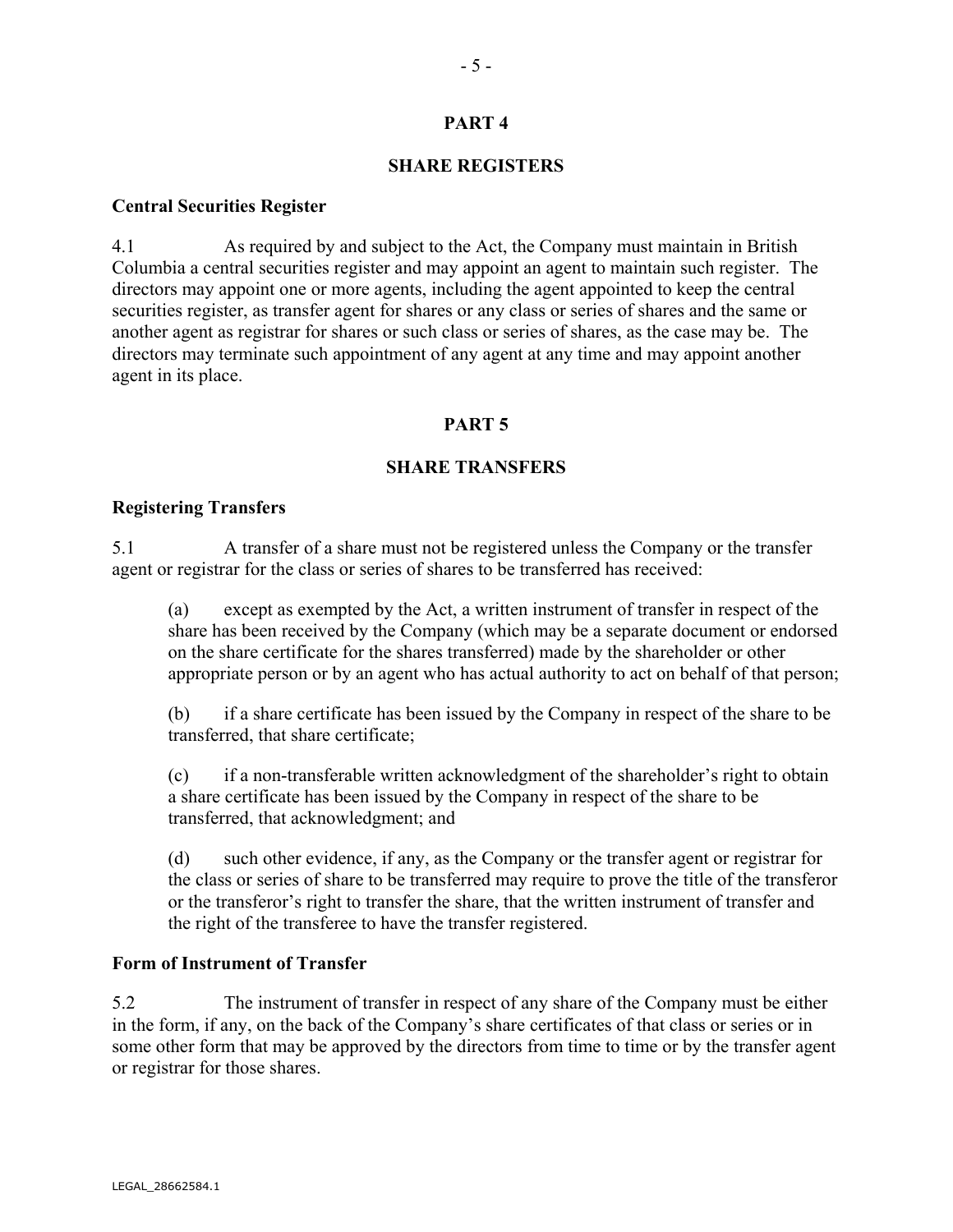## PART 4

## SHARE REGISTERS

### Central Securities Register

4.1 As required by and subject to the Act, the Company must maintain in British Columbia a central securities register and may appoint an agent to maintain such register. The directors may appoint one or more agents, including the agent appointed to keep the central securities register, as transfer agent for shares or any class or series of shares and the same or another agent as registrar for shares or such class or series of shares, as the case may be. The directors may terminate such appointment of any agent at any time and may appoint another agent in its place.

## PART 5

## SHARE TRANSFERS

### Registering Transfers

5.1 A transfer of a share must not be registered unless the Company or the transfer agent or registrar for the class or series of shares to be transferred has received:

(a) except as exempted by the Act, a written instrument of transfer in respect of the share has been received by the Company (which may be a separate document or endorsed on the share certificate for the shares transferred) made by the shareholder or other appropriate person or by an agent who has actual authority to act on behalf of that person;

(b) if a share certificate has been issued by the Company in respect of the share to be transferred, that share certificate;

(c) if a non-transferable written acknowledgment of the shareholder's right to obtain a share certificate has been issued by the Company in respect of the share to be transferred, that acknowledgment; and

(d) such other evidence, if any, as the Company or the transfer agent or registrar for the class or series of share to be transferred may require to prove the title of the transferor or the transferor's right to transfer the share, that the written instrument of transfer and the right of the transferee to have the transfer registered.

### Form of Instrument of Transfer

5.2 The instrument of transfer in respect of any share of the Company must be either in the form, if any, on the back of the Company's share certificates of that class or series or in some other form that may be approved by the directors from time to time or by the transfer agent or registrar for those shares.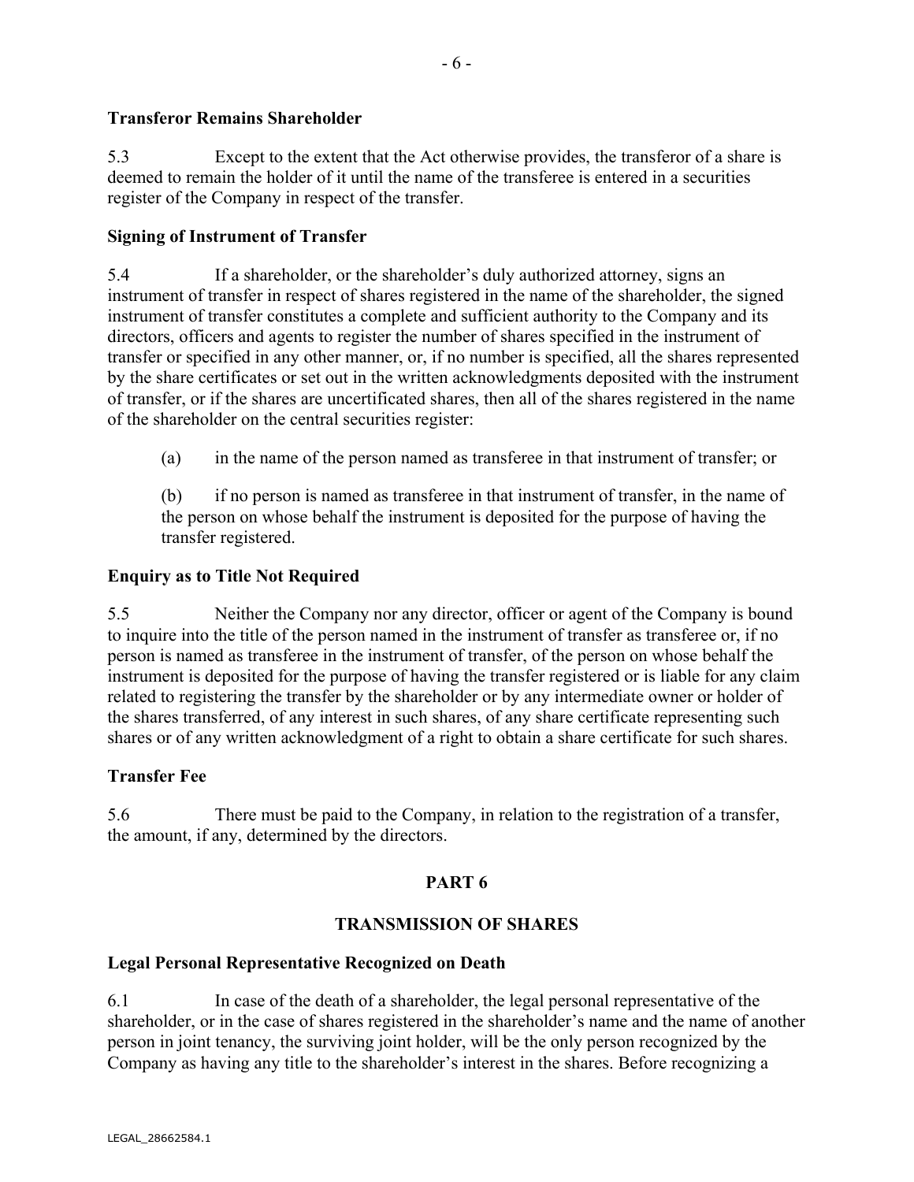**Transferor Remains Shareholder**

5.3 Except to the extent that the Act otherwise provides, the transferor of a share is deemed to remain the holder of it until the name of the transferee is entered in a securities register of the Company in respect of the transfer.

**Signing of Instrument of Transfer**

5.4 If a shareholder, or the shareholder's duly authorized attorney, signs an instrument of transfer in respect of shares registered in the name of the shareholder, the signed instrument of transfer constitutes a complete and sufficient authority to the Company and its directors, officers and agents to register the number of shares specified in the instrument of transfer or specified in any other manner, or, if no number is specified, all the shares represented by the share certificates or set out in the written acknowledgments deposited with the instrument of transfer, or if the shares are uncertificated shares, then all of the shares registered in the name of the shareholder on the central securities register:

(a) in the name of the person named as transferee in that instrument of transfer; or

(b) if no person is named as transferee in that instrument of transfer, in the name of the person on whose behalf the instrument is deposited for the purpose of having the transfer registered.

**Enquiry as to Title Not Required**

5.5 Neither the Company nor any director, officer or agent of the Company is bound to inquire into the title of the person named in the instrument of transfer as transferee or, if no person is named as transferee in the instrument of transfer, of the person on whose behalf the instrument is deposited for the purpose of having the transfer registered or is liable for any claim related to registering the transfer by the shareholder or by any intermediate owner or holder of the shares transferred, of any interest in such shares, of any share certificate representing such shares or of any written acknowledgment of a right to obtain a share certificate for such shares.

**Transfer Fee**

5.6 There must be paid to the Company, in relation to the registration of a transfer, the amount, if any, determined by the directors.

## PART 6

## TRANSMISSION OF SHARES

**Legal Personal Representative Recognized on Death**

6.1 In case of the death of a shareholder, the legal personal representative of the shareholder, or in the case of shares registered in the shareholder's name and the name of another person in joint tenancy, the surviving joint holder, will be the only person recognized by the Company as having any title to the shareholder's interest in the shares. Before recognizing a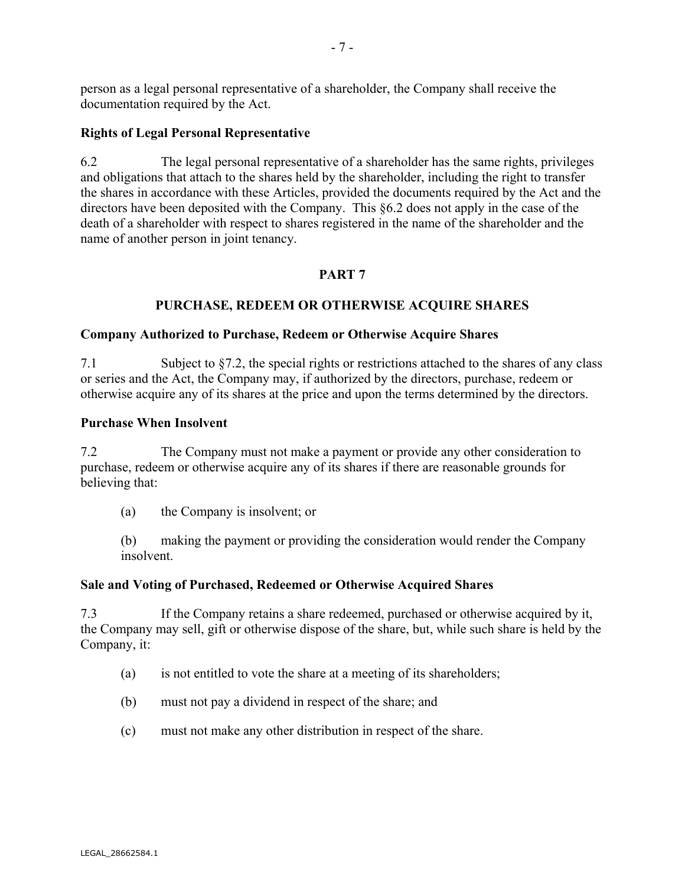person as a legal personal representative of a shareholder, the Company shall receive the documentation required by the Act.

**Rights of Legal Personal Representative**

6.2 The legal personal representative of a shareholder has the same rights, privileges and obligations that attach to the shares held by the shareholder, including the right to transfer the shares in accordance with these Articles, provided the documents required by the Act and the directors have been deposited with the Company. This §6.2 does not apply in the case of the death of a shareholder with respect to shares registered in the name of the shareholder and the name of another person in joint tenancy.

## PART 7

## PURCHASE, REDEEM OR OTHERWISE ACQUIRE SHARES

**Company Authorized to Purchase, Redeem or Otherwise Acquire Shares**

7.1 Subject to §7.2, the special rights or restrictions attached to the shares of any class or series and the Act, the Company may, if authorized by the directors, purchase, redeem or otherwise acquire any of its shares at the price and upon the terms determined by the directors.

**Purchase When Insolvent**

7.2 The Company must not make a payment or provide any other consideration to purchase, redeem or otherwise acquire any of its shares if there are reasonable grounds for believing that:

(a) the Company is insolvent; or

(b) making the payment or providing the consideration would render the Company insolvent.

**Sale and Voting of Purchased, Redeemed or Otherwise Acquired Shares**

7.3 If the Company retains a share redeemed, purchased or otherwise acquired by it, the Company may sell, gift or otherwise dispose of the share, but, while such share is held by the Company, it:

(a) is not entitled to vote the share at a meeting of its shareholders;

(b) must not pay a dividend in respect of the share; and

(c) must not make any other distribution in respect of the share.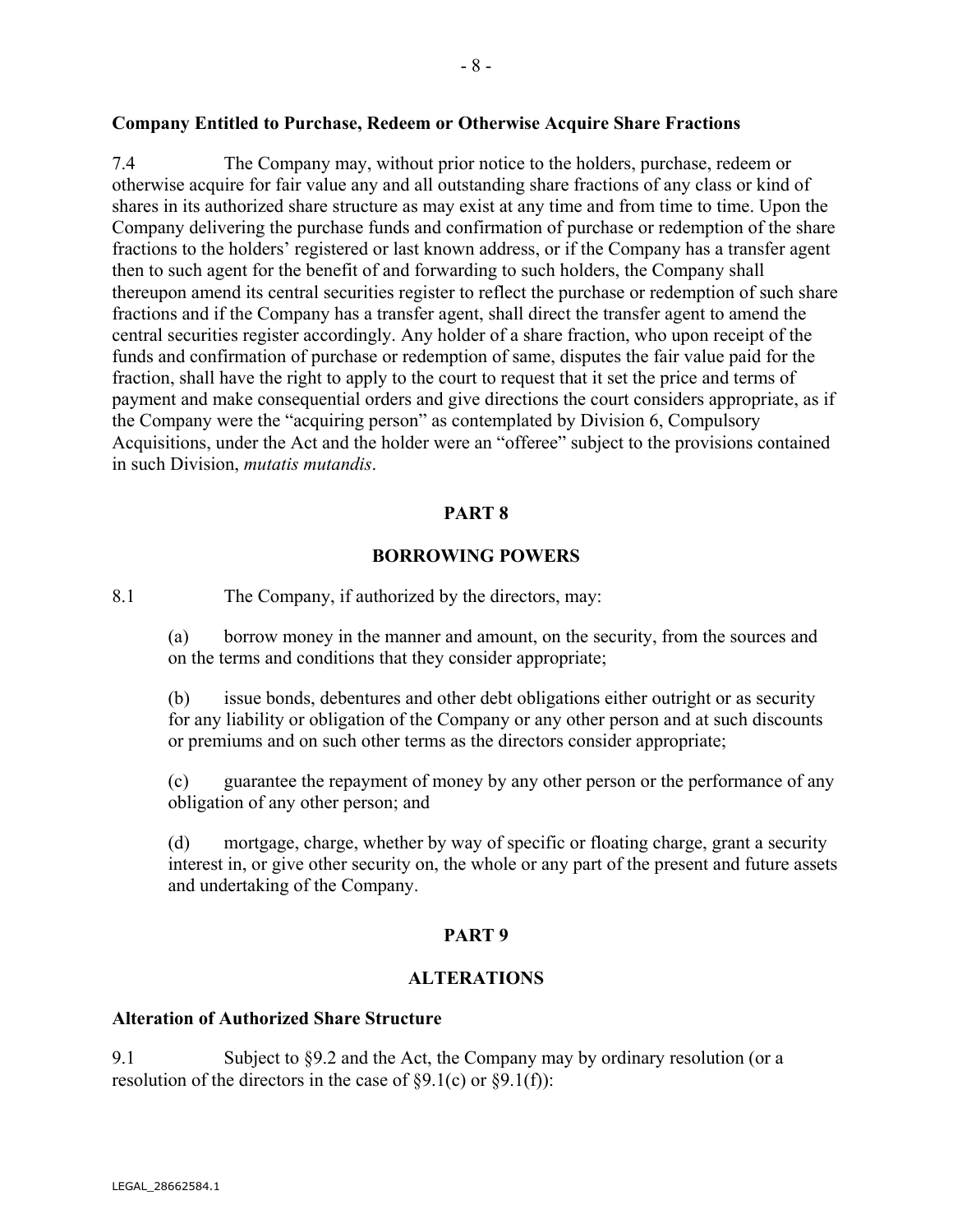**Company Entitled to Purchase, Redeem or Otherwise Acquire Share Fractions**

7.4 The Company may, without prior notice to the holders, purchase, redeem or otherwise acquire for fair value any and all outstanding share fractions of any class or kind of shares in its authorized share structure as may exist at any time and from time to time. Upon the Company delivering the purchase funds and confirmation of purchase or redemption of the share fractions to the holders' registered or last known address, or if the Company has a transfer agent then to such agent for the benefit of and forwarding to such holders, the Company shall thereupon amend its central securities register to reflect the purchase or redemption of such share fractions and if the Company has a transfer agent, shall direct the transfer agent to amend the central securities register accordingly. Any holder of a share fraction, who upon receipt of the funds and confirmation of purchase or redemption of same, disputes the fair value paid for the fraction, shall have the right to apply to the court to request that it set the price and terms of payment and make consequential orders and give directions the court considers appropriate, as if the Company were the "acquiring person" as contemplated by Division 6, Compulsory Acquisitions, under the Act and the holder were an "offeree" subject to the provisions contained in such Division, *mutatis mutandis*.

## PART 8

## BORROWING POWERS

8.1 The Company, if authorized by the directors, may:

(a) borrow money in the manner and amount, on the security, from the sources and on the terms and conditions that they consider appropriate;

(b) issue bonds, debentures and other debt obligations either outright or as security for any liability or obligation of the Company or any other person and at such discounts or premiums and on such other terms as the directors consider appropriate;

(c) guarantee the repayment of money by any other person or the performance of any obligation of any other person; and

(d) mortgage, charge, whether by way of specific or floating charge, grant a security interest in, or give other security on, the whole or any part of the present and future assets and undertaking of the Company.

## PART 9

## ALTERATIONS

**Alteration of Authorized Share Structure**

9.1 Subject to §9.2 and the Act, the Company may by ordinary resolution (or a resolution of the directors in the case of §9.1(c) or §9.1(f)):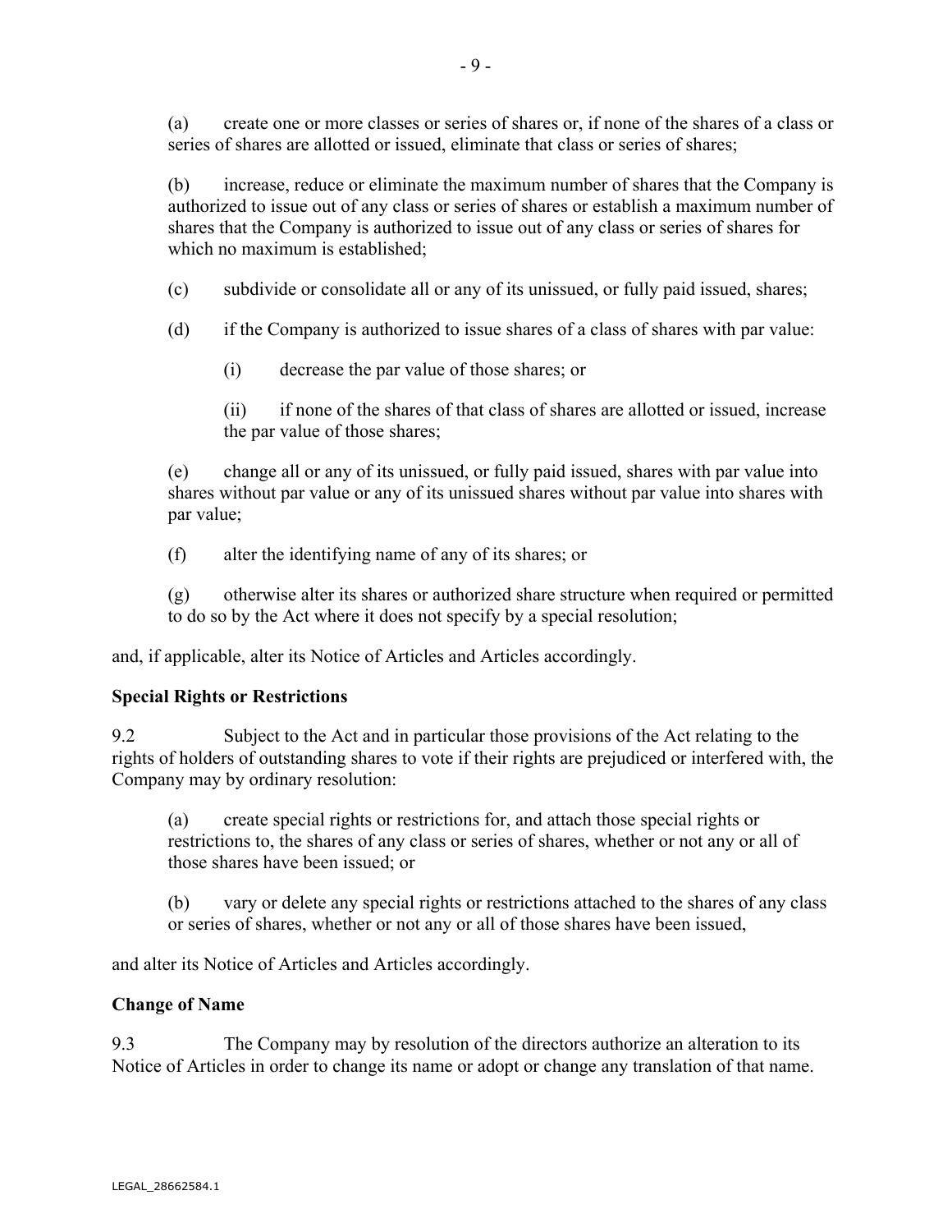(a) create one or more classes or series of shares or, if none of the shares of a class or series of shares are allotted or issued, eliminate that class or series of shares;

(b) increase, reduce or eliminate the maximum number of shares that the Company is authorized to issue out of any class or series of shares or establish a maximum number of shares that the Company is authorized to issue out of any class or series of shares for which no maximum is established;

(c) subdivide or consolidate all or any of its unissued, or fully paid issued, shares;

(d) if the Company is authorized to issue shares of a class of shares with par value:

(i) decrease the par value of those shares; or

(ii) if none of the shares of that class of shares are allotted or issued, increase the par value of those shares;

(e) change all or any of its unissued, or fully paid issued, shares with par value into shares without par value or any of its unissued shares without par value into shares with par value;

(f) alter the identifying name of any of its shares; or

(g) otherwise alter its shares or authorized share structure when required or permitted to do so by the Act where it does not specify by a special resolution;

and, if applicable, alter its Notice of Articles and Articles accordingly.

**Special Rights or Restrictions**

9.2 Subject to the Act and in particular those provisions of the Act relating to the rights of holders of outstanding shares to vote if their rights are prejudiced or interfered with, the Company may by ordinary resolution:

(a) create special rights or restrictions for, and attach those special rights or restrictions to, the shares of any class or series of shares, whether or not any or all of those shares have been issued; or

(b) vary or delete any special rights or restrictions attached to the shares of any class or series of shares, whether or not any or all of those shares have been issued,

and alter its Notice of Articles and Articles accordingly.

**Change of Name**

9.3 The Company may by resolution of the directors authorize an alteration to its Notice of Articles in order to change its name or adopt or change any translation of that name.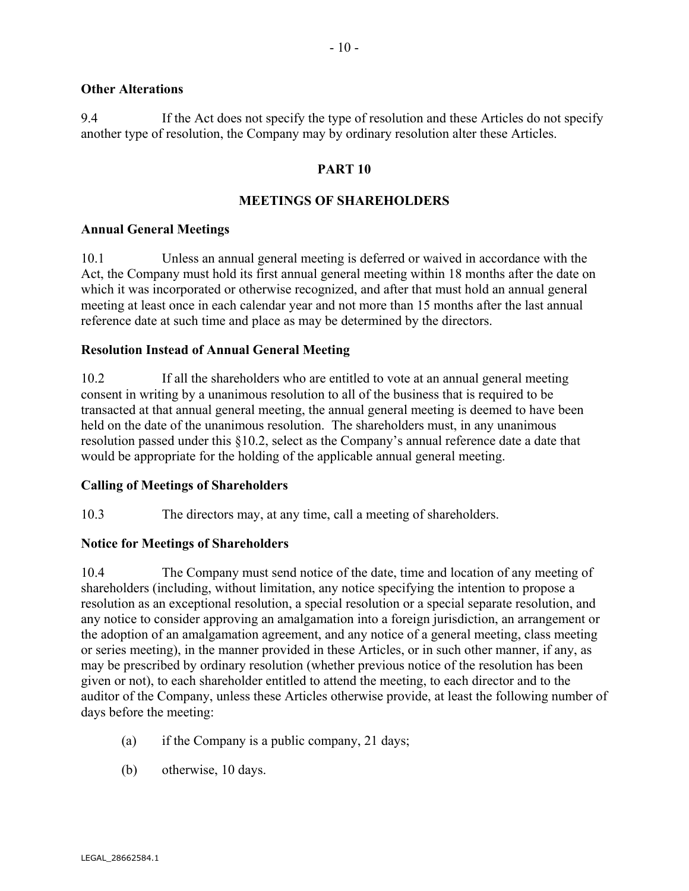**Other Alterations**

9.4 If the Act does not specify the type of resolution and these Articles do not specify another type of resolution, the Company may by ordinary resolution alter these Articles.

## PART 10

## MEETINGS OF SHAREHOLDERS

**Annual General Meetings**

10.1 Unless an annual general meeting is deferred or waived in accordance with the Act, the Company must hold its first annual general meeting within 18 months after the date on which it was incorporated or otherwise recognized, and after that must hold an annual general meeting at least once in each calendar year and not more than 15 months after the last annual reference date at such time and place as may be determined by the directors.

**Resolution Instead of Annual General Meeting**

10.2 If all the shareholders who are entitled to vote at an annual general meeting consent in writing by a unanimous resolution to all of the business that is required to be transacted at that annual general meeting, the annual general meeting is deemed to have been held on the date of the unanimous resolution. The shareholders must, in any unanimous resolution passed under this §10.2, select as the Company's annual reference date a date that would be appropriate for the holding of the applicable annual general meeting.

**Calling of Meetings of Shareholders**

10.3 The directors may, at any time, call a meeting of shareholders.

**Notice for Meetings of Shareholders**

10.4 The Company must send notice of the date, time and location of any meeting of shareholders (including, without limitation, any notice specifying the intention to propose a resolution as an exceptional resolution, a special resolution or a special separate resolution, and any notice to consider approving an amalgamation into a foreign jurisdiction, an arrangement or the adoption of an amalgamation agreement, and any notice of a general meeting, class meeting or series meeting), in the manner provided in these Articles, or in such other manner, if any, as may be prescribed by ordinary resolution (whether previous notice of the resolution has been given or not), to each shareholder entitled to attend the meeting, to each director and to the auditor of the Company, unless these Articles otherwise provide, at least the following number of days before the meeting:

(a) if the Company is a public company, 21 days;

(b) otherwise, 10 days.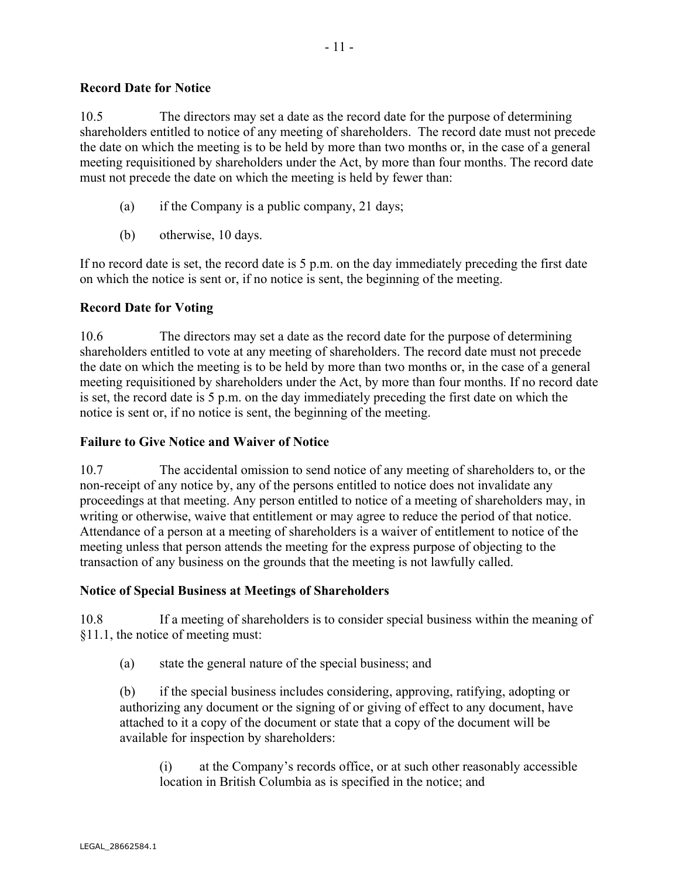**Record Date for Notice**

10.5 The directors may set a date as the record date for the purpose of determining shareholders entitled to notice of any meeting of shareholders. The record date must not precede the date on which the meeting is to be held by more than two months or, in the case of a general meeting requisitioned by shareholders under the Act, by more than four months. The record date must not precede the date on which the meeting is held by fewer than:

(a) if the Company is a public company, 21 days;

(b) otherwise, 10 days.

If no record date is set, the record date is 5 p.m. on the day immediately preceding the first date on which the notice is sent or, if no notice is sent, the beginning of the meeting.

**Record Date for Voting**

10.6 The directors may set a date as the record date for the purpose of determining shareholders entitled to vote at any meeting of shareholders. The record date must not precede the date on which the meeting is to be held by more than two months or, in the case of a general meeting requisitioned by shareholders under the Act, by more than four months. If no record date is set, the record date is 5 p.m. on the day immediately preceding the first date on which the notice is sent or, if no notice is sent, the beginning of the meeting.

**Failure to Give Notice and Waiver of Notice**

10.7 The accidental omission to send notice of any meeting of shareholders to, or the non-receipt of any notice by, any of the persons entitled to notice does not invalidate any proceedings at that meeting. Any person entitled to notice of a meeting of shareholders may, in writing or otherwise, waive that entitlement or may agree to reduce the period of that notice. Attendance of a person at a meeting of shareholders is a waiver of entitlement to notice of the meeting unless that person attends the meeting for the express purpose of objecting to the transaction of any business on the grounds that the meeting is not lawfully called.

**Notice of Special Business at Meetings of Shareholders**

10.8 If a meeting of shareholders is to consider special business within the meaning of §11.1, the notice of meeting must:

(a) state the general nature of the special business; and

(b) if the special business includes considering, approving, ratifying, adopting or authorizing any document or the signing of or giving of effect to any document, have attached to it a copy of the document or state that a copy of the document will be available for inspection by shareholders:

(i) at the Company's records office, or at such other reasonably accessible location in British Columbia as is specified in the notice; and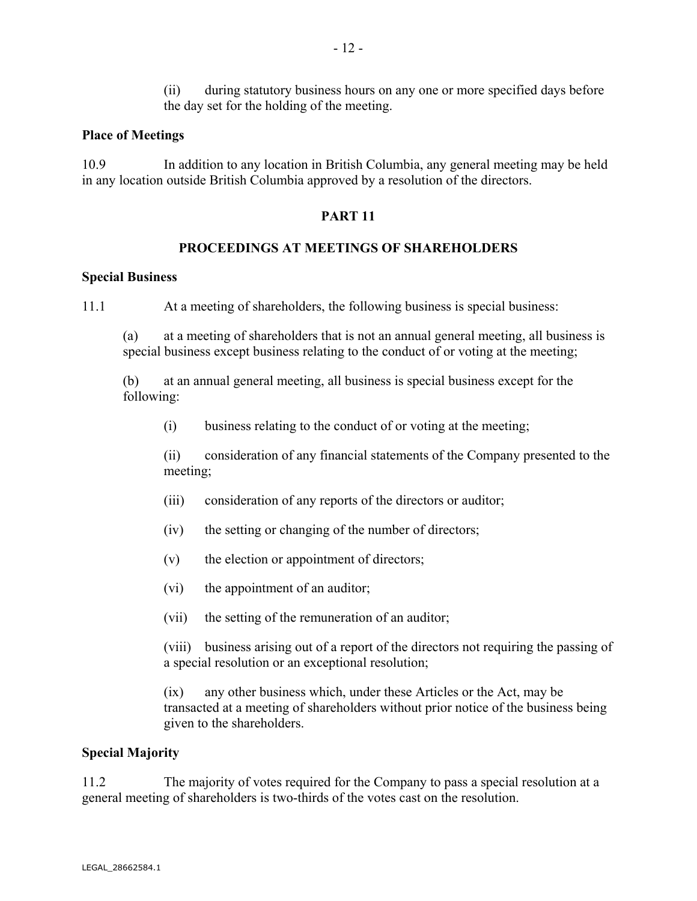(ii) during statutory business hours on any one or more specified days before the day set for the holding of the meeting.

**Place of Meetings**

10.9 In addition to any location in British Columbia, any general meeting may be held in any location outside British Columbia approved by a resolution of the directors.

## PART 11

## PROCEEDINGS AT MEETINGS OF SHAREHOLDERS

**Special Business**

11.1 At a meeting of shareholders, the following business is special business:

(a) at a meeting of shareholders that is not an annual general meeting, all business is special business except business relating to the conduct of or voting at the meeting;

(b) at an annual general meeting, all business is special business except for the following:

(i) business relating to the conduct of or voting at the meeting;

(ii) consideration of any financial statements of the Company presented to the meeting;

(iii) consideration of any reports of the directors or auditor;

(iv) the setting or changing of the number of directors;

(v) the election or appointment of directors;

(vi) the appointment of an auditor;

(vii) the setting of the remuneration of an auditor;

(viii) business arising out of a report of the directors not requiring the passing of a special resolution or an exceptional resolution;

(ix) any other business which, under these Articles or the Act, may be transacted at a meeting of shareholders without prior notice of the business being given to the shareholders.

**Special Majority**

11.2 The majority of votes required for the Company to pass a special resolution at a general meeting of shareholders is two-thirds of the votes cast on the resolution.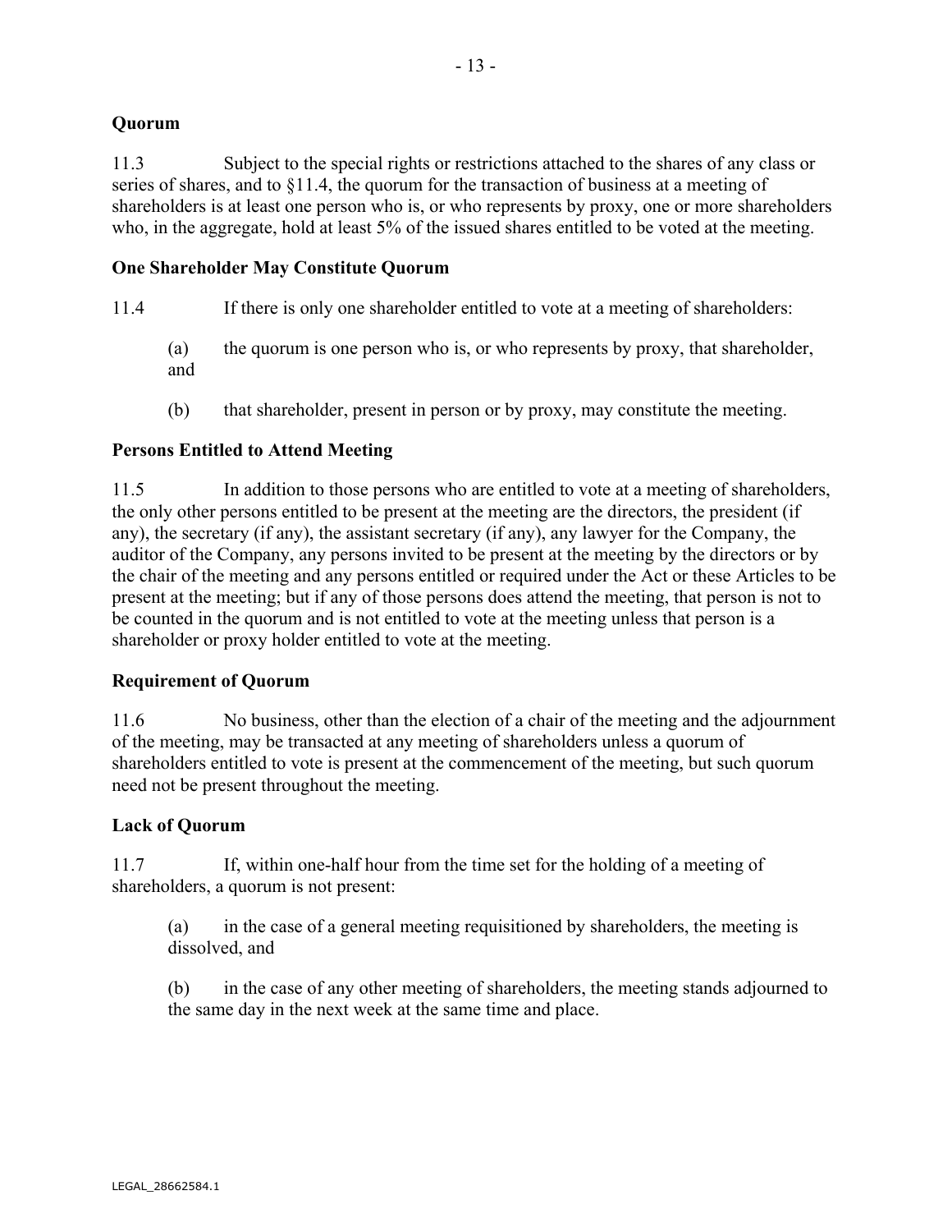**Quorum**

11.3 Subject to the special rights or restrictions attached to the shares of any class or series of shares, and to §11.4, the quorum for the transaction of business at a meeting of shareholders is at least one person who is, or who represents by proxy, one or more shareholders who, in the aggregate, hold at least 5% of the issued shares entitled to be voted at the meeting.

**One Shareholder May Constitute Quorum**

11.4 If there is only one shareholder entitled to vote at a meeting of shareholders:

(a) the quorum is one person who is, or who represents by proxy, that shareholder, and

(b) that shareholder, present in person or by proxy, may constitute the meeting.

**Persons Entitled to Attend Meeting**

11.5 In addition to those persons who are entitled to vote at a meeting of shareholders, the only other persons entitled to be present at the meeting are the directors, the president (if any), the secretary (if any), the assistant secretary (if any), any lawyer for the Company, the auditor of the Company, any persons invited to be present at the meeting by the directors or by the chair of the meeting and any persons entitled or required under the Act or these Articles to be present at the meeting; but if any of those persons does attend the meeting, that person is not to be counted in the quorum and is not entitled to vote at the meeting unless that person is a shareholder or proxy holder entitled to vote at the meeting.

**Requirement of Quorum**

11.6 No business, other than the election of a chair of the meeting and the adjournment of the meeting, may be transacted at any meeting of shareholders unless a quorum of shareholders entitled to vote is present at the commencement of the meeting, but such quorum need not be present throughout the meeting.

**Lack of Quorum**

11.7 If, within one-half hour from the time set for the holding of a meeting of shareholders, a quorum is not present:

(a) in the case of a general meeting requisitioned by shareholders, the meeting is dissolved, and

(b) in the case of any other meeting of shareholders, the meeting stands adjourned to the same day in the next week at the same time and place.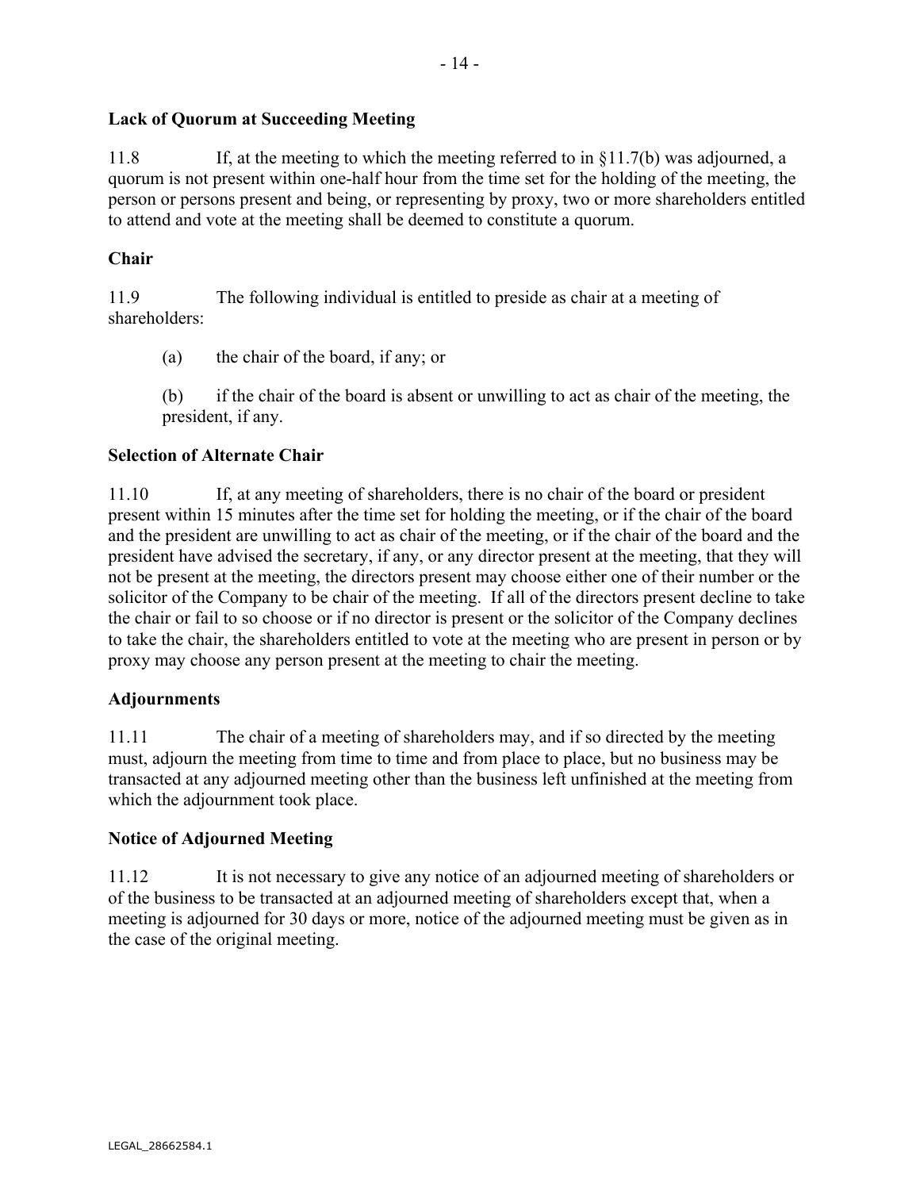**Lack of Quorum at Succeeding Meeting**

11.8 If, at the meeting to which the meeting referred to in §11.7(b) was adjourned, a quorum is not present within one-half hour from the time set for the holding of the meeting, the person or persons present and being, or representing by proxy, two or more shareholders entitled to attend and vote at the meeting shall be deemed to constitute a quorum.

**Chair**

11.9 The following individual is entitled to preside as chair at a meeting of shareholders:

(a) the chair of the board, if any; or

(b) if the chair of the board is absent or unwilling to act as chair of the meeting, the president, if any.

**Selection of Alternate Chair**

11.10 If, at any meeting of shareholders, there is no chair of the board or president present within 15 minutes after the time set for holding the meeting, or if the chair of the board and the president are unwilling to act as chair of the meeting, or if the chair of the board and the president have advised the secretary, if any, or any director present at the meeting, that they will not be present at the meeting, the directors present may choose either one of their number or the solicitor of the Company to be chair of the meeting. If all of the directors present decline to take the chair or fail to so choose or if no director is present or the solicitor of the Company declines to take the chair, the shareholders entitled to vote at the meeting who are present in person or by proxy may choose any person present at the meeting to chair the meeting.

**Adjournments**

11.11 The chair of a meeting of shareholders may, and if so directed by the meeting must, adjourn the meeting from time to time and from place to place, but no business may be transacted at any adjourned meeting other than the business left unfinished at the meeting from which the adjournment took place.

**Notice of Adjourned Meeting**

11.12 It is not necessary to give any notice of an adjourned meeting of shareholders or of the business to be transacted at an adjourned meeting of shareholders except that, when a meeting is adjourned for 30 days or more, notice of the adjourned meeting must be given as in the case of the original meeting.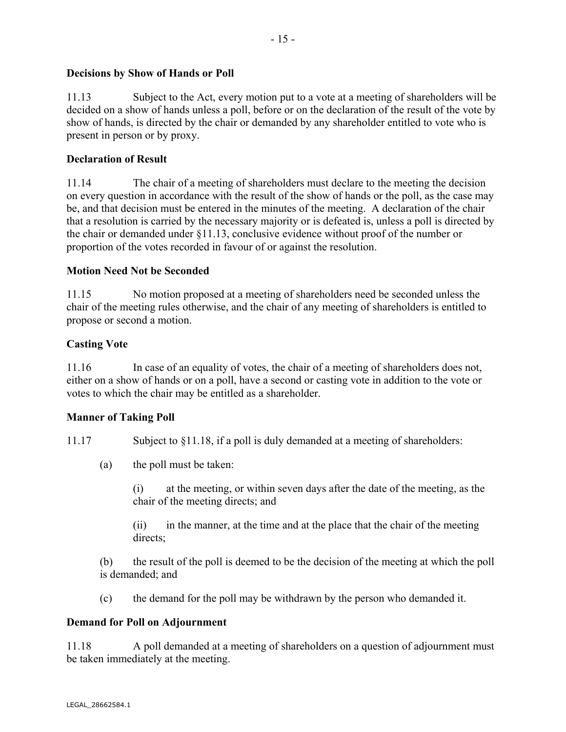**Decisions by Show of Hands or Poll**

11.13 Subject to the Act, every motion put to a vote at a meeting of shareholders will be decided on a show of hands unless a poll, before or on the declaration of the result of the vote by show of hands, is directed by the chair or demanded by any shareholder entitled to vote who is present in person or by proxy.

**Declaration of Result**

11.14 The chair of a meeting of shareholders must declare to the meeting the decision on every question in accordance with the result of the show of hands or the poll, as the case may be, and that decision must be entered in the minutes of the meeting. A declaration of the chair that a resolution is carried by the necessary majority or is defeated is, unless a poll is directed by the chair or demanded under §11.13, conclusive evidence without proof of the number or proportion of the votes recorded in favour of or against the resolution.

**Motion Need Not be Seconded**

11.15 No motion proposed at a meeting of shareholders need be seconded unless the chair of the meeting rules otherwise, and the chair of any meeting of shareholders is entitled to propose or second a motion.

**Casting Vote**

11.16 In case of an equality of votes, the chair of a meeting of shareholders does not, either on a show of hands or on a poll, have a second or casting vote in addition to the vote or votes to which the chair may be entitled as a shareholder.

**Manner of Taking Poll**

11.17 Subject to §11.18, if a poll is duly demanded at a meeting of shareholders:

(a) the poll must be taken:

(i) at the meeting, or within seven days after the date of the meeting, as the chair of the meeting directs; and

(ii) in the manner, at the time and at the place that the chair of the meeting directs;

(b) the result of the poll is deemed to be the decision of the meeting at which the poll is demanded; and

(c) the demand for the poll may be withdrawn by the person who demanded it.

**Demand for Poll on Adjournment**

11.18 A poll demanded at a meeting of shareholders on a question of adjournment must be taken immediately at the meeting.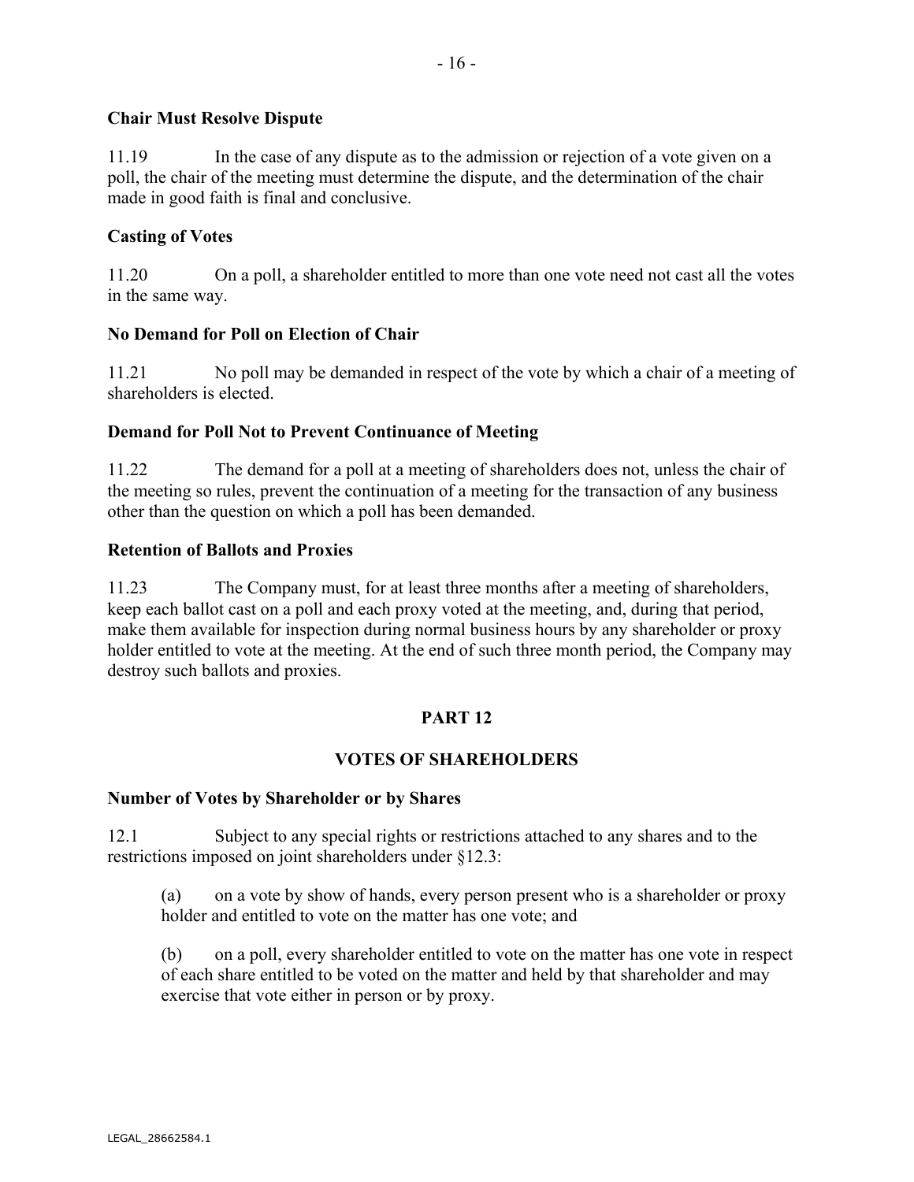**Chair Must Resolve Dispute**

11.19 In the case of any dispute as to the admission or rejection of a vote given on a poll, the chair of the meeting must determine the dispute, and the determination of the chair made in good faith is final and conclusive.

**Casting of Votes**

11.20 On a poll, a shareholder entitled to more than one vote need not cast all the votes in the same way.

**No Demand for Poll on Election of Chair**

11.21 No poll may be demanded in respect of the vote by which a chair of a meeting of shareholders is elected.

**Demand for Poll Not to Prevent Continuance of Meeting**

11.22 The demand for a poll at a meeting of shareholders does not, unless the chair of the meeting so rules, prevent the continuation of a meeting for the transaction of any business other than the question on which a poll has been demanded.

**Retention of Ballots and Proxies**

11.23 The Company must, for at least three months after a meeting of shareholders, keep each ballot cast on a poll and each proxy voted at the meeting, and, during that period, make them available for inspection during normal business hours by any shareholder or proxy holder entitled to vote at the meeting. At the end of such three month period, the Company may destroy such ballots and proxies.

## PART 12

## VOTES OF SHAREHOLDERS

**Number of Votes by Shareholder or by Shares**

12.1 Subject to any special rights or restrictions attached to any shares and to the restrictions imposed on joint shareholders under §12.3:

(a) on a vote by show of hands, every person present who is a shareholder or proxy holder and entitled to vote on the matter has one vote; and

(b) on a poll, every shareholder entitled to vote on the matter has one vote in respect of each share entitled to be voted on the matter and held by that shareholder and may exercise that vote either in person or by proxy.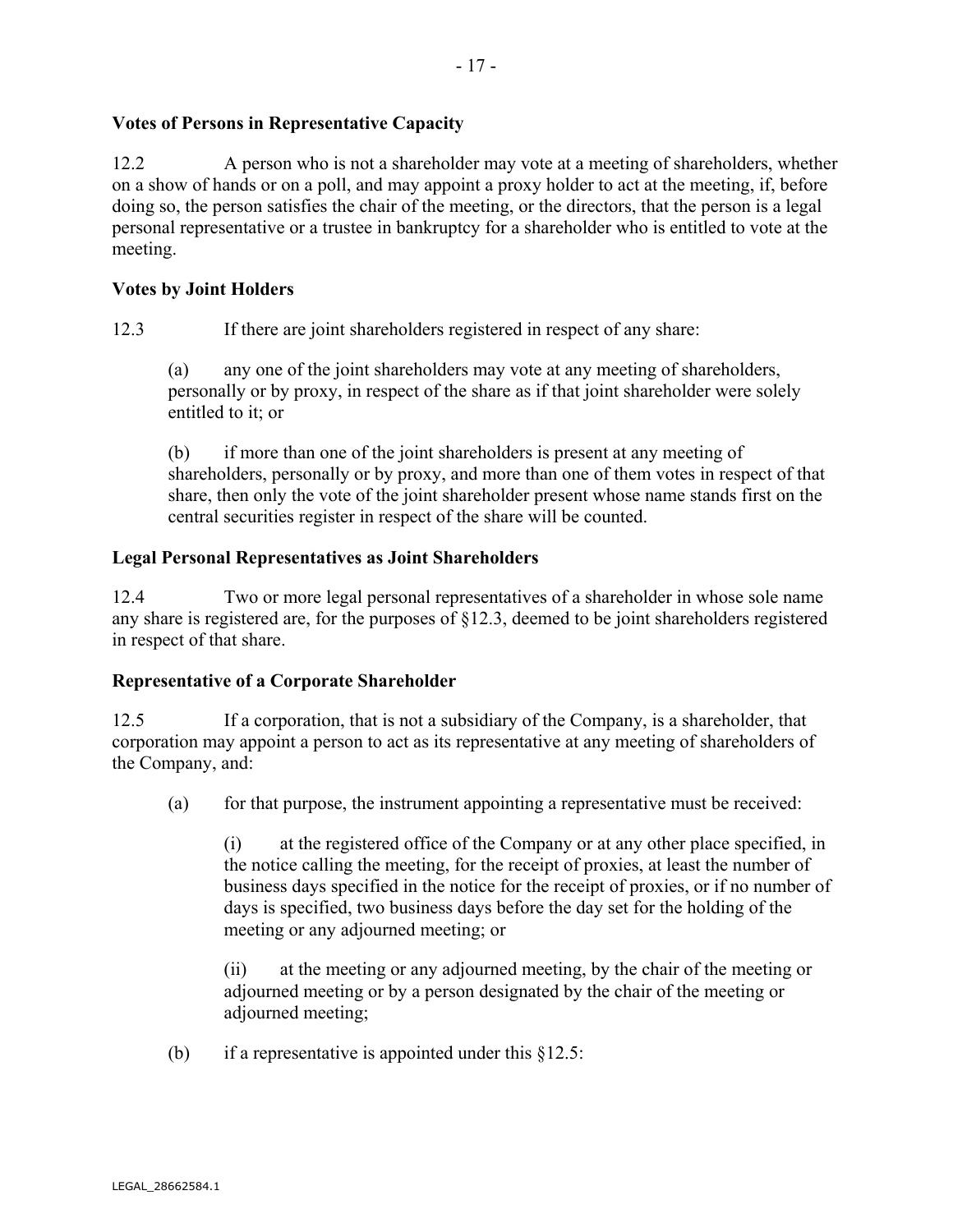**Votes of Persons in Representative Capacity**

12.2 A person who is not a shareholder may vote at a meeting of shareholders, whether on a show of hands or on a poll, and may appoint a proxy holder to act at the meeting, if, before doing so, the person satisfies the chair of the meeting, or the directors, that the person is a legal personal representative or a trustee in bankruptcy for a shareholder who is entitled to vote at the meeting.

**Votes by Joint Holders**

12.3 If there are joint shareholders registered in respect of any share:

(a) any one of the joint shareholders may vote at any meeting of shareholders, personally or by proxy, in respect of the share as if that joint shareholder were solely entitled to it; or

(b) if more than one of the joint shareholders is present at any meeting of shareholders, personally or by proxy, and more than one of them votes in respect of that share, then only the vote of the joint shareholder present whose name stands first on the central securities register in respect of the share will be counted.

**Legal Personal Representatives as Joint Shareholders**

12.4 Two or more legal personal representatives of a shareholder in whose sole name any share is registered are, for the purposes of §12.3, deemed to be joint shareholders registered in respect of that share.

**Representative of a Corporate Shareholder**

12.5 If a corporation, that is not a subsidiary of the Company, is a shareholder, that corporation may appoint a person to act as its representative at any meeting of shareholders of the Company, and:

(a) for that purpose, the instrument appointing a representative must be received:

(i) at the registered office of the Company or at any other place specified, in the notice calling the meeting, for the receipt of proxies, at least the number of business days specified in the notice for the receipt of proxies, or if no number of days is specified, two business days before the day set for the holding of the meeting or any adjourned meeting; or

(ii) at the meeting or any adjourned meeting, by the chair of the meeting or adjourned meeting or by a person designated by the chair of the meeting or adjourned meeting;

(b) if a representative is appointed under this §12.5: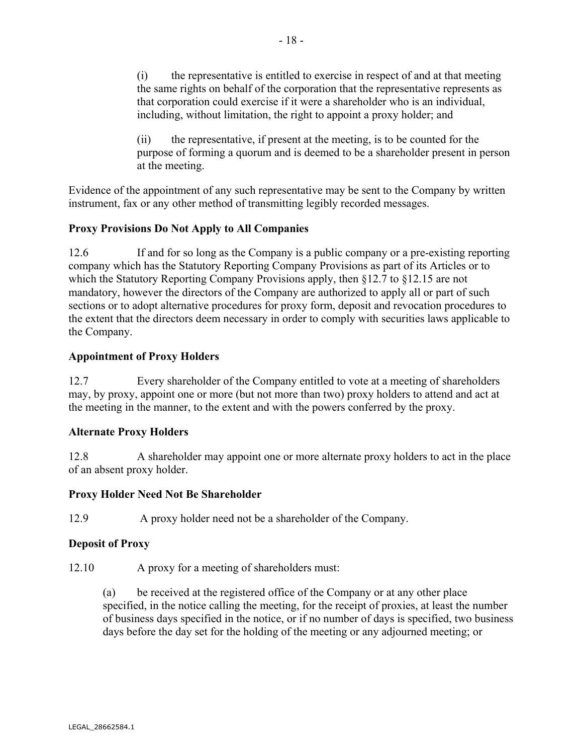(i) the representative is entitled to exercise in respect of and at that meeting the same rights on behalf of the corporation that the representative represents as that corporation could exercise if it were a shareholder who is an individual, including, without limitation, the right to appoint a proxy holder; and

(ii) the representative, if present at the meeting, is to be counted for the purpose of forming a quorum and is deemed to be a shareholder present in person at the meeting.

Evidence of the appointment of any such representative may be sent to the Company by written instrument, fax or any other method of transmitting legibly recorded messages.

**Proxy Provisions Do Not Apply to All Companies**

12.6 If and for so long as the Company is a public company or a pre-existing reporting company which has the Statutory Reporting Company Provisions as part of its Articles or to which the Statutory Reporting Company Provisions apply, then §12.7 to §12.15 are not mandatory, however the directors of the Company are authorized to apply all or part of such sections or to adopt alternative procedures for proxy form, deposit and revocation procedures to the extent that the directors deem necessary in order to comply with securities laws applicable to the Company.

**Appointment of Proxy Holders**

12.7 Every shareholder of the Company entitled to vote at a meeting of shareholders may, by proxy, appoint one or more (but not more than two) proxy holders to attend and act at the meeting in the manner, to the extent and with the powers conferred by the proxy.

**Alternate Proxy Holders**

12.8 A shareholder may appoint one or more alternate proxy holders to act in the place of an absent proxy holder.

**Proxy Holder Need Not Be Shareholder**

12.9 A proxy holder need not be a shareholder of the Company.

**Deposit of Proxy**

12.10 A proxy for a meeting of shareholders must:

(a) be received at the registered office of the Company or at any other place specified, in the notice calling the meeting, for the receipt of proxies, at least the number of business days specified in the notice, or if no number of days is specified, two business days before the day set for the holding of the meeting or any adjourned meeting; or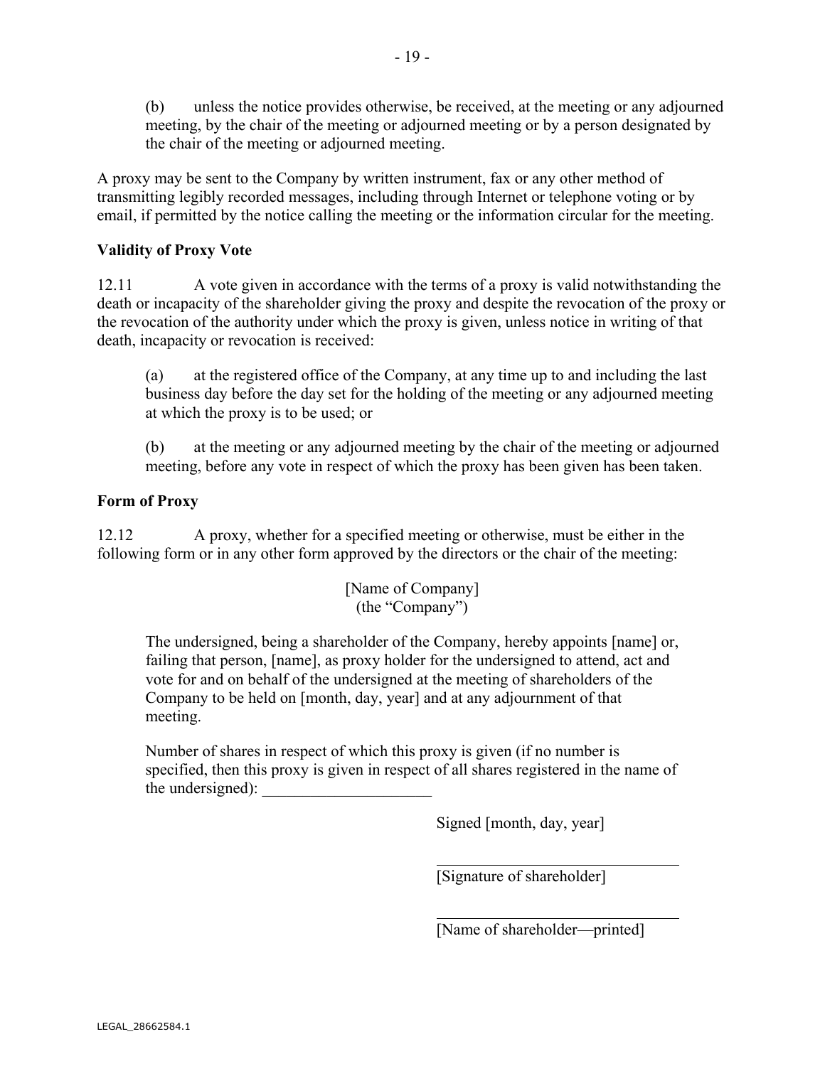(b) unless the notice provides otherwise, be received, at the meeting or any adjourned meeting, by the chair of the meeting or adjourned meeting or by a person designated by the chair of the meeting or adjourned meeting.

A proxy may be sent to the Company by written instrument, fax or any other method of transmitting legibly recorded messages, including through Internet or telephone voting or by email, if permitted by the notice calling the meeting or the information circular for the meeting.

**Validity of Proxy Vote**

12.11 A vote given in accordance with the terms of a proxy is valid notwithstanding the death or incapacity of the shareholder giving the proxy and despite the revocation of the proxy or the revocation of the authority under which the proxy is given, unless notice in writing of that death, incapacity or revocation is received:

(a) at the registered office of the Company, at any time up to and including the last business day before the day set for the holding of the meeting or any adjourned meeting at which the proxy is to be used; or

(b) at the meeting or any adjourned meeting by the chair of the meeting or adjourned meeting, before any vote in respect of which the proxy has been given has been taken.

**Form of Proxy**

12.12 A proxy, whether for a specified meeting or otherwise, must be either in the following form or in any other form approved by the directors or the chair of the meeting:

[Name of Company]
(the "Company")

The undersigned, being a shareholder of the Company, hereby appoints [name] or, failing that person, [name], as proxy holder for the undersigned to attend, act and vote for and on behalf of the undersigned at the meeting of shareholders of the Company to be held on [month, day, year] and at any adjournment of that meeting.

Number of shares in respect of which this proxy is given (if no number is specified, then this proxy is given in respect of all shares registered in the name of the undersigned): _____________________

Signed [month, day, year]

______________________________
[Signature of shareholder]

______________________________
[Name of shareholder—printed]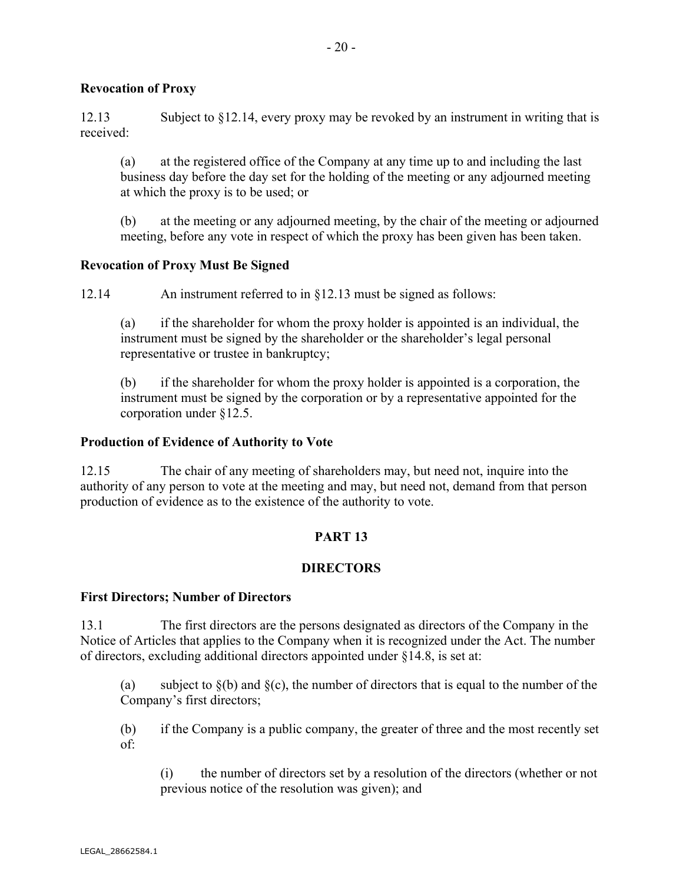**Revocation of Proxy**

12.13 Subject to §12.14, every proxy may be revoked by an instrument in writing that is received:

(a) at the registered office of the Company at any time up to and including the last business day before the day set for the holding of the meeting or any adjourned meeting at which the proxy is to be used; or

(b) at the meeting or any adjourned meeting, by the chair of the meeting or adjourned meeting, before any vote in respect of which the proxy has been given has been taken.

**Revocation of Proxy Must Be Signed**

12.14 An instrument referred to in §12.13 must be signed as follows:

(a) if the shareholder for whom the proxy holder is appointed is an individual, the instrument must be signed by the shareholder or the shareholder's legal personal representative or trustee in bankruptcy;

(b) if the shareholder for whom the proxy holder is appointed is a corporation, the instrument must be signed by the corporation or by a representative appointed for the corporation under §12.5.

**Production of Evidence of Authority to Vote**

12.15 The chair of any meeting of shareholders may, but need not, inquire into the authority of any person to vote at the meeting and may, but need not, demand from that person production of evidence as to the existence of the authority to vote.

## PART 13

## DIRECTORS

**First Directors; Number of Directors**

13.1 The first directors are the persons designated as directors of the Company in the Notice of Articles that applies to the Company when it is recognized under the Act. The number of directors, excluding additional directors appointed under §14.8, is set at:

(a) subject to §(b) and §(c), the number of directors that is equal to the number of the Company's first directors;

(b) if the Company is a public company, the greater of three and the most recently set of:

(i) the number of directors set by a resolution of the directors (whether or not previous notice of the resolution was given); and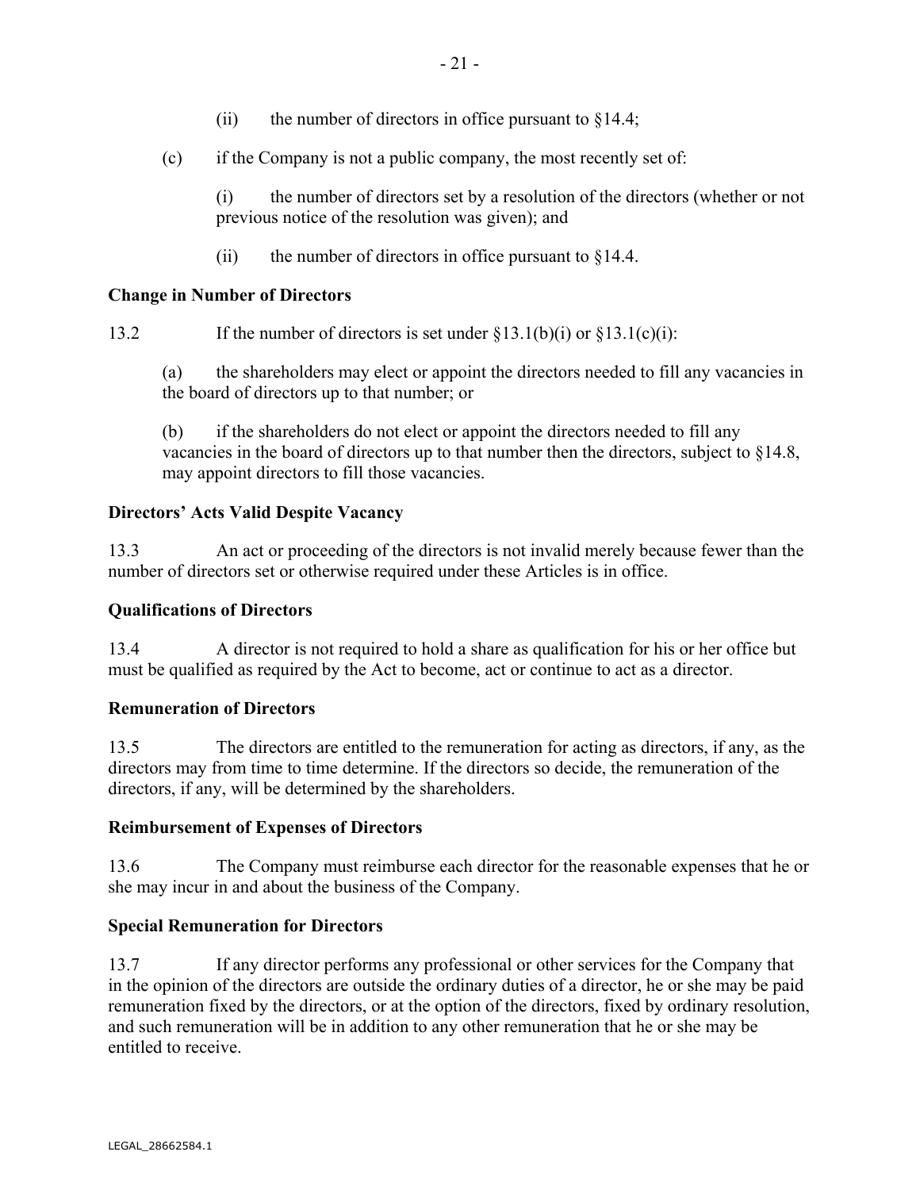(ii) the number of directors in office pursuant to §14.4;

(c) if the Company is not a public company, the most recently set of:

(i) the number of directors set by a resolution of the directors (whether or not previous notice of the resolution was given); and

(ii) the number of directors in office pursuant to §14.4.

**Change in Number of Directors**

13.2 If the number of directors is set under §13.1(b)(i) or §13.1(c)(i):

(a) the shareholders may elect or appoint the directors needed to fill any vacancies in the board of directors up to that number; or

(b) if the shareholders do not elect or appoint the directors needed to fill any vacancies in the board of directors up to that number then the directors, subject to §14.8, may appoint directors to fill those vacancies.

**Directors' Acts Valid Despite Vacancy**

13.3 An act or proceeding of the directors is not invalid merely because fewer than the number of directors set or otherwise required under these Articles is in office.

**Qualifications of Directors**

13.4 A director is not required to hold a share as qualification for his or her office but must be qualified as required by the Act to become, act or continue to act as a director.

**Remuneration of Directors**

13.5 The directors are entitled to the remuneration for acting as directors, if any, as the directors may from time to time determine. If the directors so decide, the remuneration of the directors, if any, will be determined by the shareholders.

**Reimbursement of Expenses of Directors**

13.6 The Company must reimburse each director for the reasonable expenses that he or she may incur in and about the business of the Company.

**Special Remuneration for Directors**

13.7 If any director performs any professional or other services for the Company that in the opinion of the directors are outside the ordinary duties of a director, he or she may be paid remuneration fixed by the directors, or at the option of the directors, fixed by ordinary resolution, and such remuneration will be in addition to any other remuneration that he or she may be entitled to receive.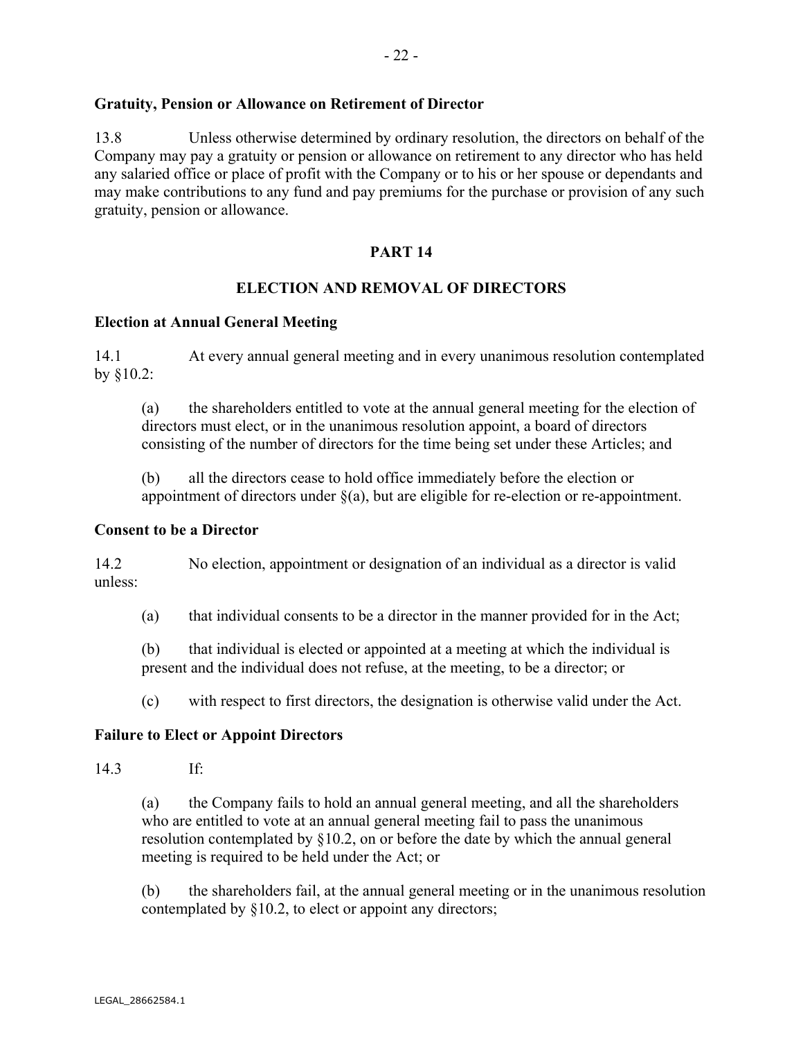**Gratuity, Pension or Allowance on Retirement of Director**

13.8 Unless otherwise determined by ordinary resolution, the directors on behalf of the Company may pay a gratuity or pension or allowance on retirement to any director who has held any salaried office or place of profit with the Company or to his or her spouse or dependants and may make contributions to any fund and pay premiums for the purchase or provision of any such gratuity, pension or allowance.

## PART 14

## ELECTION AND REMOVAL OF DIRECTORS

**Election at Annual General Meeting**

14.1 At every annual general meeting and in every unanimous resolution contemplated by §10.2:

(a) the shareholders entitled to vote at the annual general meeting for the election of directors must elect, or in the unanimous resolution appoint, a board of directors consisting of the number of directors for the time being set under these Articles; and

(b) all the directors cease to hold office immediately before the election or appointment of directors under §(a), but are eligible for re-election or re-appointment.

**Consent to be a Director**

14.2 No election, appointment or designation of an individual as a director is valid unless:

(a) that individual consents to be a director in the manner provided for in the Act;

(b) that individual is elected or appointed at a meeting at which the individual is present and the individual does not refuse, at the meeting, to be a director; or

(c) with respect to first directors, the designation is otherwise valid under the Act.

**Failure to Elect or Appoint Directors**

14.3 If:

(a) the Company fails to hold an annual general meeting, and all the shareholders who are entitled to vote at an annual general meeting fail to pass the unanimous resolution contemplated by §10.2, on or before the date by which the annual general meeting is required to be held under the Act; or

(b) the shareholders fail, at the annual general meeting or in the unanimous resolution contemplated by §10.2, to elect or appoint any directors;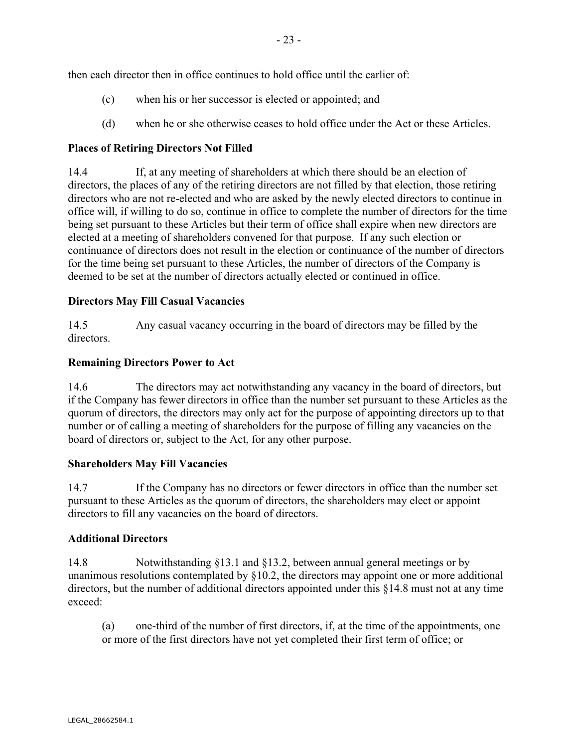then each director then in office continues to hold office until the earlier of:

(c) when his or her successor is elected or appointed; and

(d) when he or she otherwise ceases to hold office under the Act or these Articles.

**Places of Retiring Directors Not Filled**

14.4 If, at any meeting of shareholders at which there should be an election of directors, the places of any of the retiring directors are not filled by that election, those retiring directors who are not re-elected and who are asked by the newly elected directors to continue in office will, if willing to do so, continue in office to complete the number of directors for the time being set pursuant to these Articles but their term of office shall expire when new directors are elected at a meeting of shareholders convened for that purpose. If any such election or continuance of directors does not result in the election or continuance of the number of directors for the time being set pursuant to these Articles, the number of directors of the Company is deemed to be set at the number of directors actually elected or continued in office.

**Directors May Fill Casual Vacancies**

14.5 Any casual vacancy occurring in the board of directors may be filled by the directors.

**Remaining Directors Power to Act**

14.6 The directors may act notwithstanding any vacancy in the board of directors, but if the Company has fewer directors in office than the number set pursuant to these Articles as the quorum of directors, the directors may only act for the purpose of appointing directors up to that number or of calling a meeting of shareholders for the purpose of filling any vacancies on the board of directors or, subject to the Act, for any other purpose.

**Shareholders May Fill Vacancies**

14.7 If the Company has no directors or fewer directors in office than the number set pursuant to these Articles as the quorum of directors, the shareholders may elect or appoint directors to fill any vacancies on the board of directors.

**Additional Directors**

14.8 Notwithstanding §13.1 and §13.2, between annual general meetings or by unanimous resolutions contemplated by §10.2, the directors may appoint one or more additional directors, but the number of additional directors appointed under this §14.8 must not at any time exceed:

(a) one-third of the number of first directors, if, at the time of the appointments, one or more of the first directors have not yet completed their first term of office; or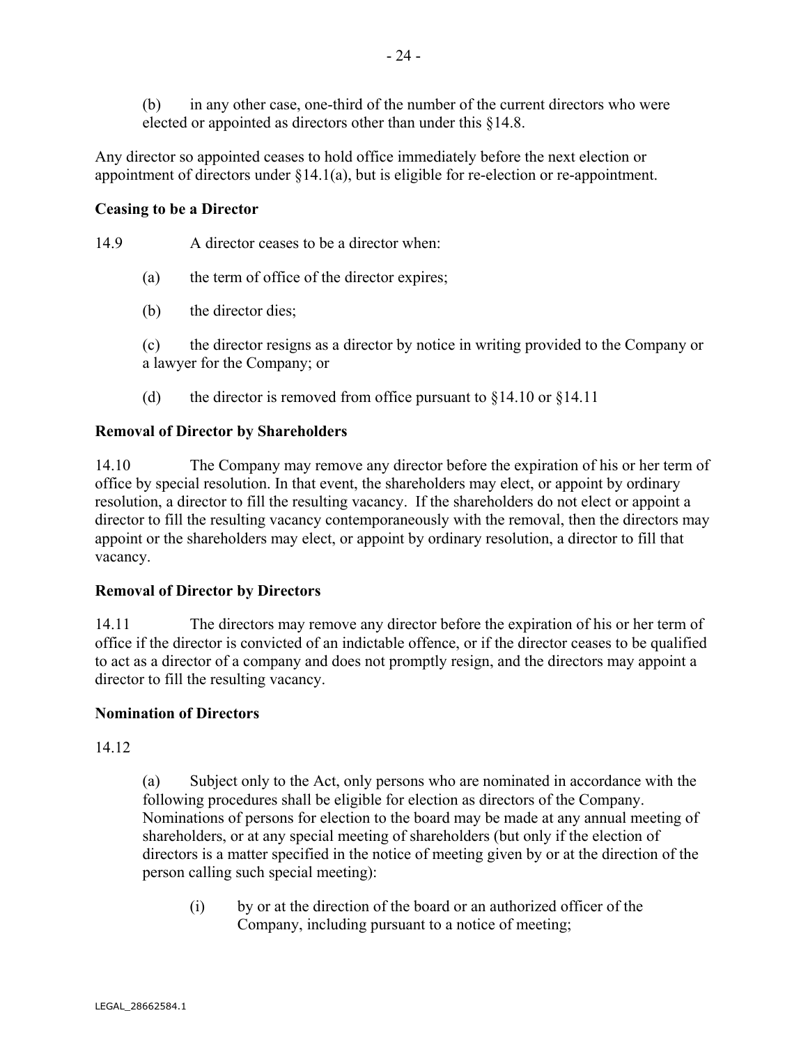(b) in any other case, one-third of the number of the current directors who were elected or appointed as directors other than under this §14.8.

Any director so appointed ceases to hold office immediately before the next election or appointment of directors under §14.1(a), but is eligible for re-election or re-appointment.

**Ceasing to be a Director**

14.9 A director ceases to be a director when:

(a) the term of office of the director expires;

(b) the director dies;

(c) the director resigns as a director by notice in writing provided to the Company or a lawyer for the Company; or

(d) the director is removed from office pursuant to §14.10 or §14.11

**Removal of Director by Shareholders**

14.10 The Company may remove any director before the expiration of his or her term of office by special resolution. In that event, the shareholders may elect, or appoint by ordinary resolution, a director to fill the resulting vacancy. If the shareholders do not elect or appoint a director to fill the resulting vacancy contemporaneously with the removal, then the directors may appoint or the shareholders may elect, or appoint by ordinary resolution, a director to fill that vacancy.

**Removal of Director by Directors**

14.11 The directors may remove any director before the expiration of his or her term of office if the director is convicted of an indictable offence, or if the director ceases to be qualified to act as a director of a company and does not promptly resign, and the directors may appoint a director to fill the resulting vacancy.

**Nomination of Directors**

14.12

(a) Subject only to the Act, only persons who are nominated in accordance with the following procedures shall be eligible for election as directors of the Company. Nominations of persons for election to the board may be made at any annual meeting of shareholders, or at any special meeting of shareholders (but only if the election of directors is a matter specified in the notice of meeting given by or at the direction of the person calling such special meeting):

(i) by or at the direction of the board or an authorized officer of the Company, including pursuant to a notice of meeting;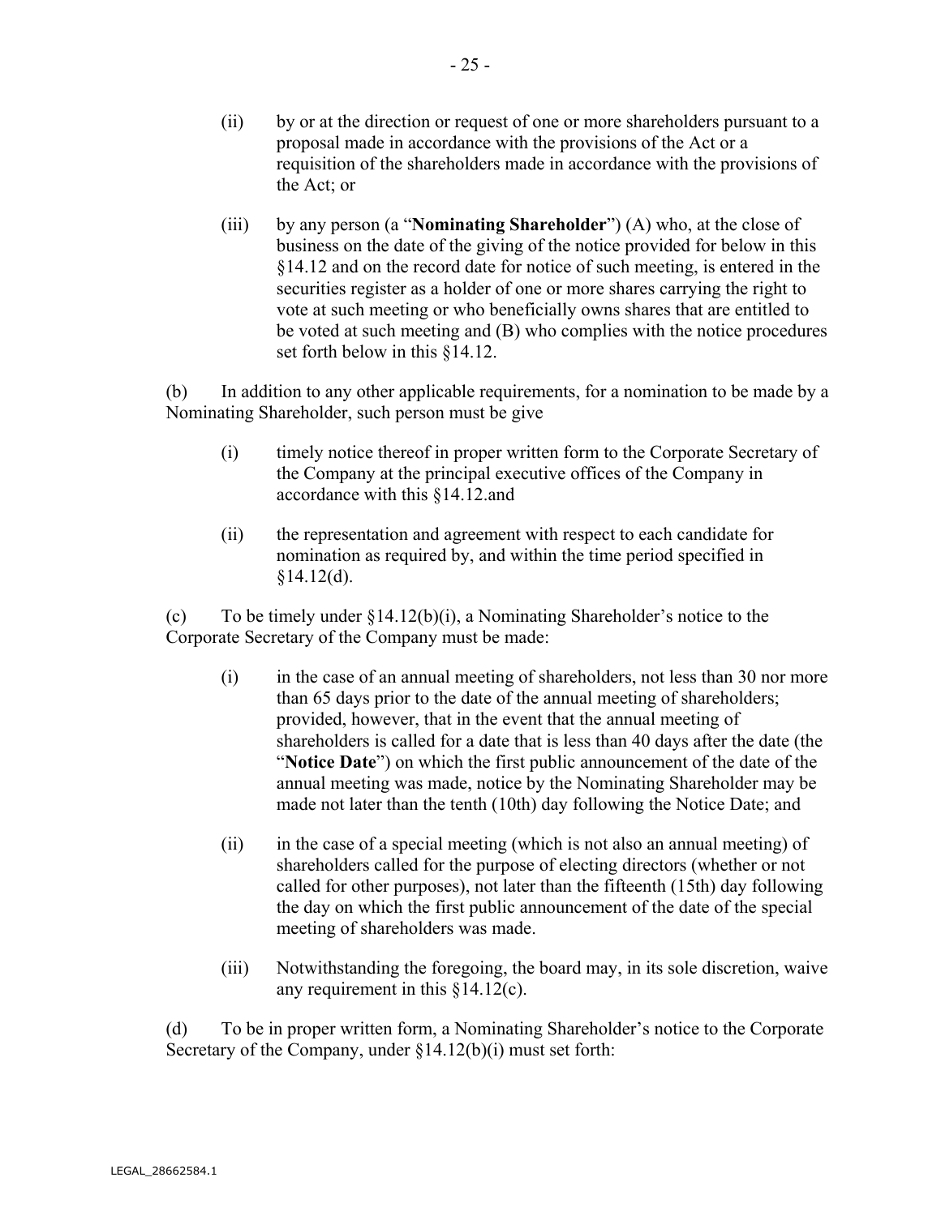(ii) by or at the direction or request of one or more shareholders pursuant to a proposal made in accordance with the provisions of the Act or a requisition of the shareholders made in accordance with the provisions of the Act; or

(iii) by any person (a "**Nominating Shareholder**") (A) who, at the close of business on the date of the giving of the notice provided for below in this §14.12 and on the record date for notice of such meeting, is entered in the securities register as a holder of one or more shares carrying the right to vote at such meeting or who beneficially owns shares that are entitled to be voted at such meeting and (B) who complies with the notice procedures set forth below in this §14.12.

(b) In addition to any other applicable requirements, for a nomination to be made by a Nominating Shareholder, such person must be give

(i) timely notice thereof in proper written form to the Corporate Secretary of the Company at the principal executive offices of the Company in accordance with this §14.12.and

(ii) the representation and agreement with respect to each candidate for nomination as required by, and within the time period specified in §14.12(d).

(c) To be timely under §14.12(b)(i), a Nominating Shareholder's notice to the Corporate Secretary of the Company must be made:

(i) in the case of an annual meeting of shareholders, not less than 30 nor more than 65 days prior to the date of the annual meeting of shareholders; provided, however, that in the event that the annual meeting of shareholders is called for a date that is less than 40 days after the date (the "**Notice Date**") on which the first public announcement of the date of the annual meeting was made, notice by the Nominating Shareholder may be made not later than the tenth (10th) day following the Notice Date; and

(ii) in the case of a special meeting (which is not also an annual meeting) of shareholders called for the purpose of electing directors (whether or not called for other purposes), not later than the fifteenth (15th) day following the day on which the first public announcement of the date of the special meeting of shareholders was made.

(iii) Notwithstanding the foregoing, the board may, in its sole discretion, waive any requirement in this §14.12(c).

(d) To be in proper written form, a Nominating Shareholder's notice to the Corporate Secretary of the Company, under §14.12(b)(i) must set forth: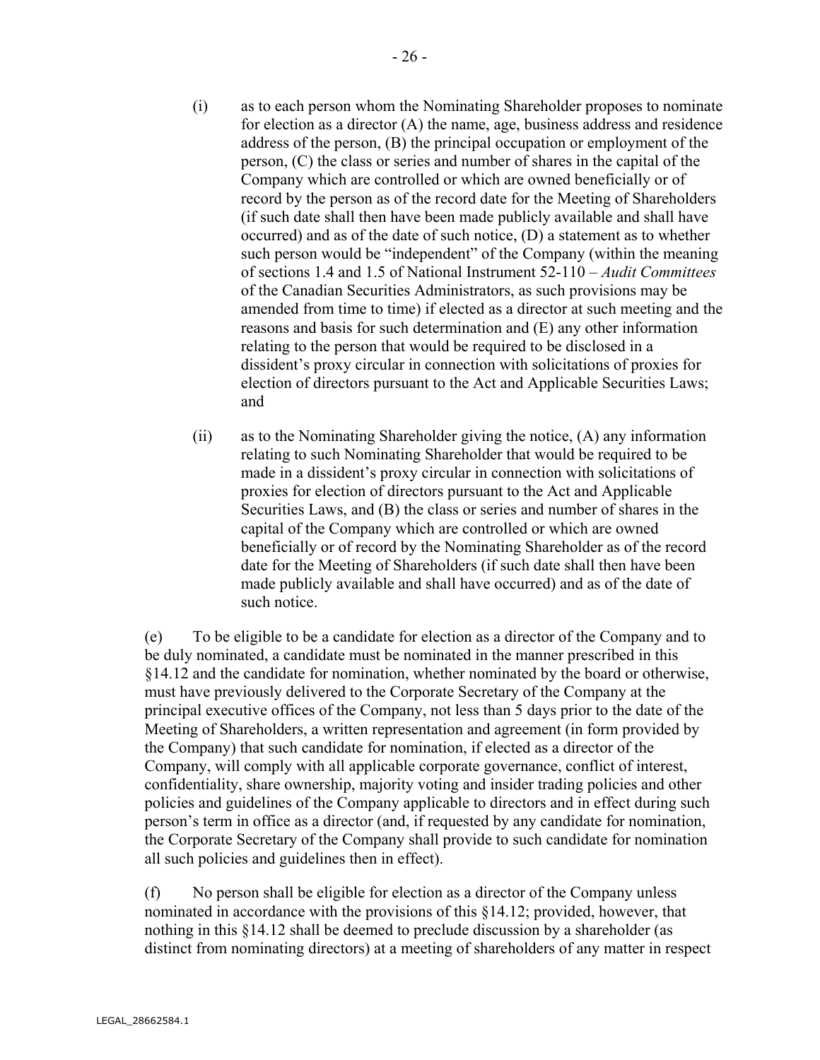(i) as to each person whom the Nominating Shareholder proposes to nominate for election as a director (A) the name, age, business address and residence address of the person, (B) the principal occupation or employment of the person, (C) the class or series and number of shares in the capital of the Company which are controlled or which are owned beneficially or of record by the person as of the record date for the Meeting of Shareholders (if such date shall then have been made publicly available and shall have occurred) and as of the date of such notice, (D) a statement as to whether such person would be "independent" of the Company (within the meaning of sections 1.4 and 1.5 of National Instrument 52-110 – *Audit Committees* of the Canadian Securities Administrators, as such provisions may be amended from time to time) if elected as a director at such meeting and the reasons and basis for such determination and (E) any other information relating to the person that would be required to be disclosed in a dissident's proxy circular in connection with solicitations of proxies for election of directors pursuant to the Act and Applicable Securities Laws; and

(ii) as to the Nominating Shareholder giving the notice, (A) any information relating to such Nominating Shareholder that would be required to be made in a dissident's proxy circular in connection with solicitations of proxies for election of directors pursuant to the Act and Applicable Securities Laws, and (B) the class or series and number of shares in the capital of the Company which are controlled or which are owned beneficially or of record by the Nominating Shareholder as of the record date for the Meeting of Shareholders (if such date shall then have been made publicly available and shall have occurred) and as of the date of such notice.

(e) To be eligible to be a candidate for election as a director of the Company and to be duly nominated, a candidate must be nominated in the manner prescribed in this §14.12 and the candidate for nomination, whether nominated by the board or otherwise, must have previously delivered to the Corporate Secretary of the Company at the principal executive offices of the Company, not less than 5 days prior to the date of the Meeting of Shareholders, a written representation and agreement (in form provided by the Company) that such candidate for nomination, if elected as a director of the Company, will comply with all applicable corporate governance, conflict of interest, confidentiality, share ownership, majority voting and insider trading policies and other policies and guidelines of the Company applicable to directors and in effect during such person's term in office as a director (and, if requested by any candidate for nomination, the Corporate Secretary of the Company shall provide to such candidate for nomination all such policies and guidelines then in effect).

(f) No person shall be eligible for election as a director of the Company unless nominated in accordance with the provisions of this §14.12; provided, however, that nothing in this §14.12 shall be deemed to preclude discussion by a shareholder (as distinct from nominating directors) at a meeting of shareholders of any matter in respect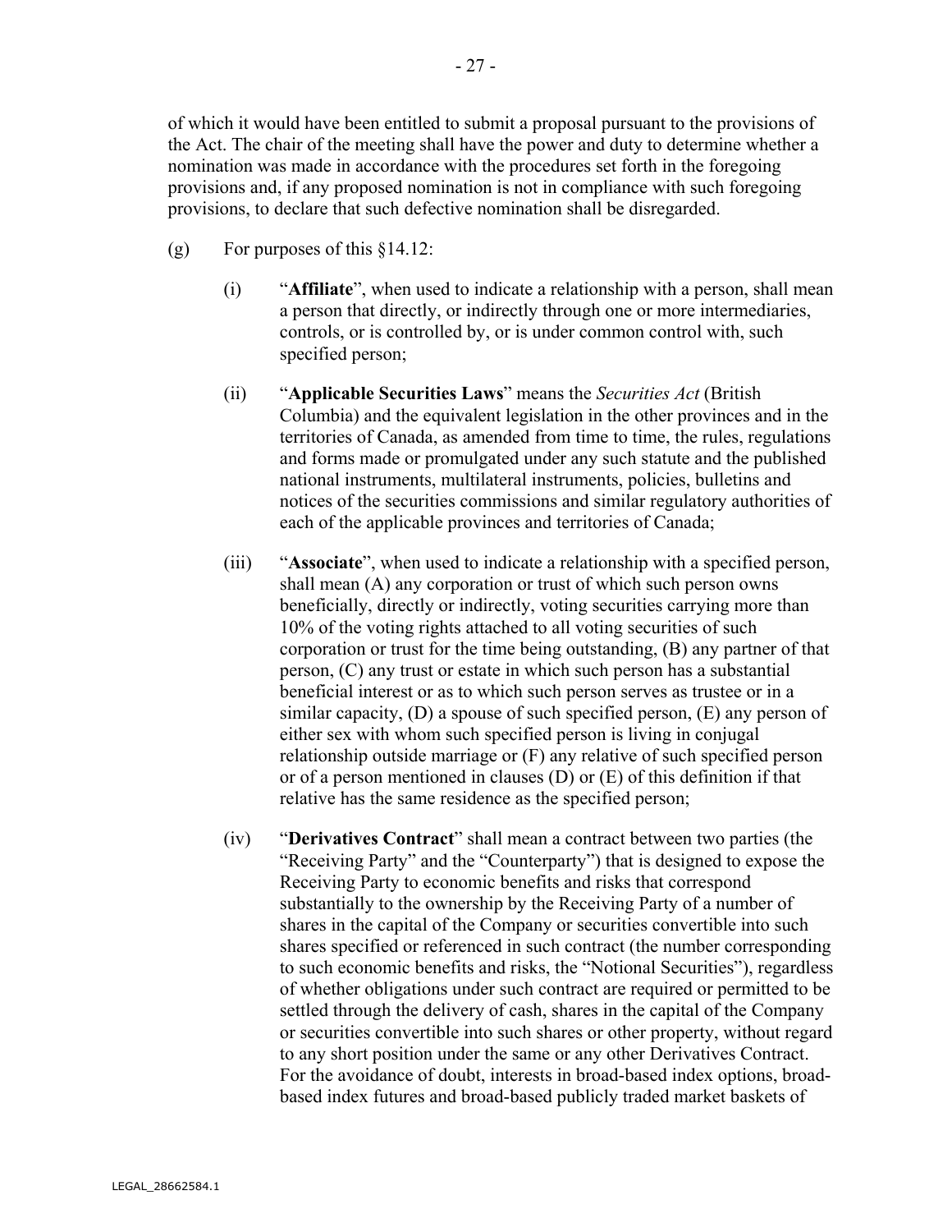of which it would have been entitled to submit a proposal pursuant to the provisions of the Act. The chair of the meeting shall have the power and duty to determine whether a nomination was made in accordance with the procedures set forth in the foregoing provisions and, if any proposed nomination is not in compliance with such foregoing provisions, to declare that such defective nomination shall be disregarded.

(g) For purposes of this §14.12:

(i) "**Affiliate**", when used to indicate a relationship with a person, shall mean a person that directly, or indirectly through one or more intermediaries, controls, or is controlled by, or is under common control with, such specified person;

(ii) "**Applicable Securities Laws**" means the *Securities Act* (British Columbia) and the equivalent legislation in the other provinces and in the territories of Canada, as amended from time to time, the rules, regulations and forms made or promulgated under any such statute and the published national instruments, multilateral instruments, policies, bulletins and notices of the securities commissions and similar regulatory authorities of each of the applicable provinces and territories of Canada;

(iii) "**Associate**", when used to indicate a relationship with a specified person, shall mean (A) any corporation or trust of which such person owns beneficially, directly or indirectly, voting securities carrying more than 10% of the voting rights attached to all voting securities of such corporation or trust for the time being outstanding, (B) any partner of that person, (C) any trust or estate in which such person has a substantial beneficial interest or as to which such person serves as trustee or in a similar capacity, (D) a spouse of such specified person, (E) any person of either sex with whom such specified person is living in conjugal relationship outside marriage or (F) any relative of such specified person or of a person mentioned in clauses (D) or (E) of this definition if that relative has the same residence as the specified person;

(iv) "**Derivatives Contract**" shall mean a contract between two parties (the "Receiving Party" and the "Counterparty") that is designed to expose the Receiving Party to economic benefits and risks that correspond substantially to the ownership by the Receiving Party of a number of shares in the capital of the Company or securities convertible into such shares specified or referenced in such contract (the number corresponding to such economic benefits and risks, the "Notional Securities"), regardless of whether obligations under such contract are required or permitted to be settled through the delivery of cash, shares in the capital of the Company or securities convertible into such shares or other property, without regard to any short position under the same or any other Derivatives Contract. For the avoidance of doubt, interests in broad-based index options, broad-based index futures and broad-based publicly traded market baskets of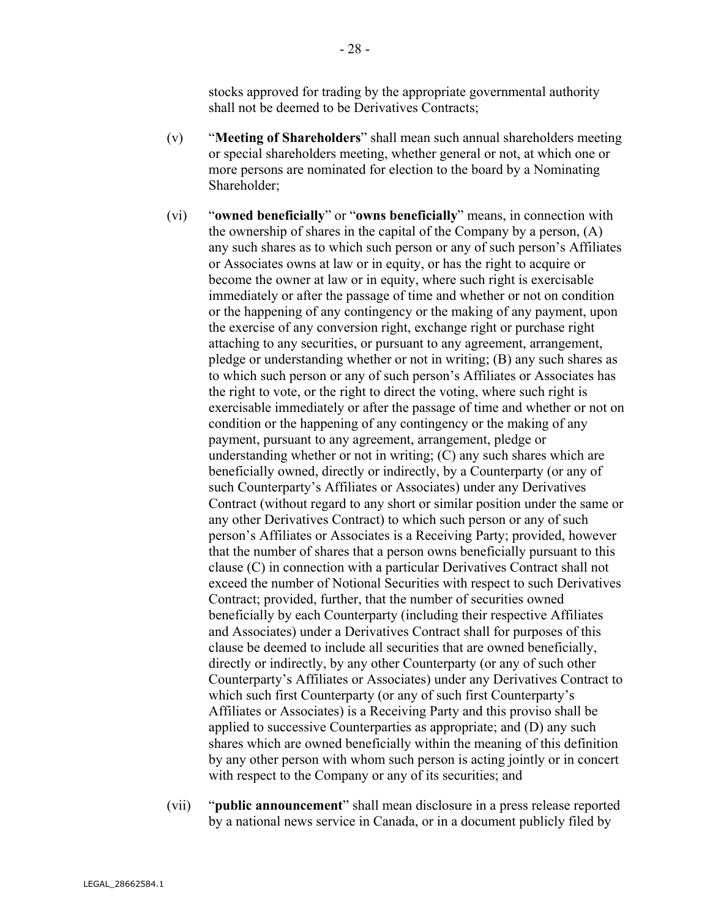stocks approved for trading by the appropriate governmental authority shall not be deemed to be Derivatives Contracts;

(v) "**Meeting of Shareholders**" shall mean such annual shareholders meeting or special shareholders meeting, whether general or not, at which one or more persons are nominated for election to the board by a Nominating Shareholder;

(vi) "**owned beneficially**" or "**owns beneficially**" means, in connection with the ownership of shares in the capital of the Company by a person, (A) any such shares as to which such person or any of such person's Affiliates or Associates owns at law or in equity, or has the right to acquire or become the owner at law or in equity, where such right is exercisable immediately or after the passage of time and whether or not on condition or the happening of any contingency or the making of any payment, upon the exercise of any conversion right, exchange right or purchase right attaching to any securities, or pursuant to any agreement, arrangement, pledge or understanding whether or not in writing; (B) any such shares as to which such person or any of such person's Affiliates or Associates has the right to vote, or the right to direct the voting, where such right is exercisable immediately or after the passage of time and whether or not on condition or the happening of any contingency or the making of any payment, pursuant to any agreement, arrangement, pledge or understanding whether or not in writing; (C) any such shares which are beneficially owned, directly or indirectly, by a Counterparty (or any of such Counterparty's Affiliates or Associates) under any Derivatives Contract (without regard to any short or similar position under the same or any other Derivatives Contract) to which such person or any of such person's Affiliates or Associates is a Receiving Party; provided, however that the number of shares that a person owns beneficially pursuant to this clause (C) in connection with a particular Derivatives Contract shall not exceed the number of Notional Securities with respect to such Derivatives Contract; provided, further, that the number of securities owned beneficially by each Counterparty (including their respective Affiliates and Associates) under a Derivatives Contract shall for purposes of this clause be deemed to include all securities that are owned beneficially, directly or indirectly, by any other Counterparty (or any of such other Counterparty's Affiliates or Associates) under any Derivatives Contract to which such first Counterparty (or any of such first Counterparty's Affiliates or Associates) is a Receiving Party and this proviso shall be applied to successive Counterparties as appropriate; and (D) any such shares which are owned beneficially within the meaning of this definition by any other person with whom such person is acting jointly or in concert with respect to the Company or any of its securities; and

(vii) "**public announcement**" shall mean disclosure in a press release reported by a national news service in Canada, or in a document publicly filed by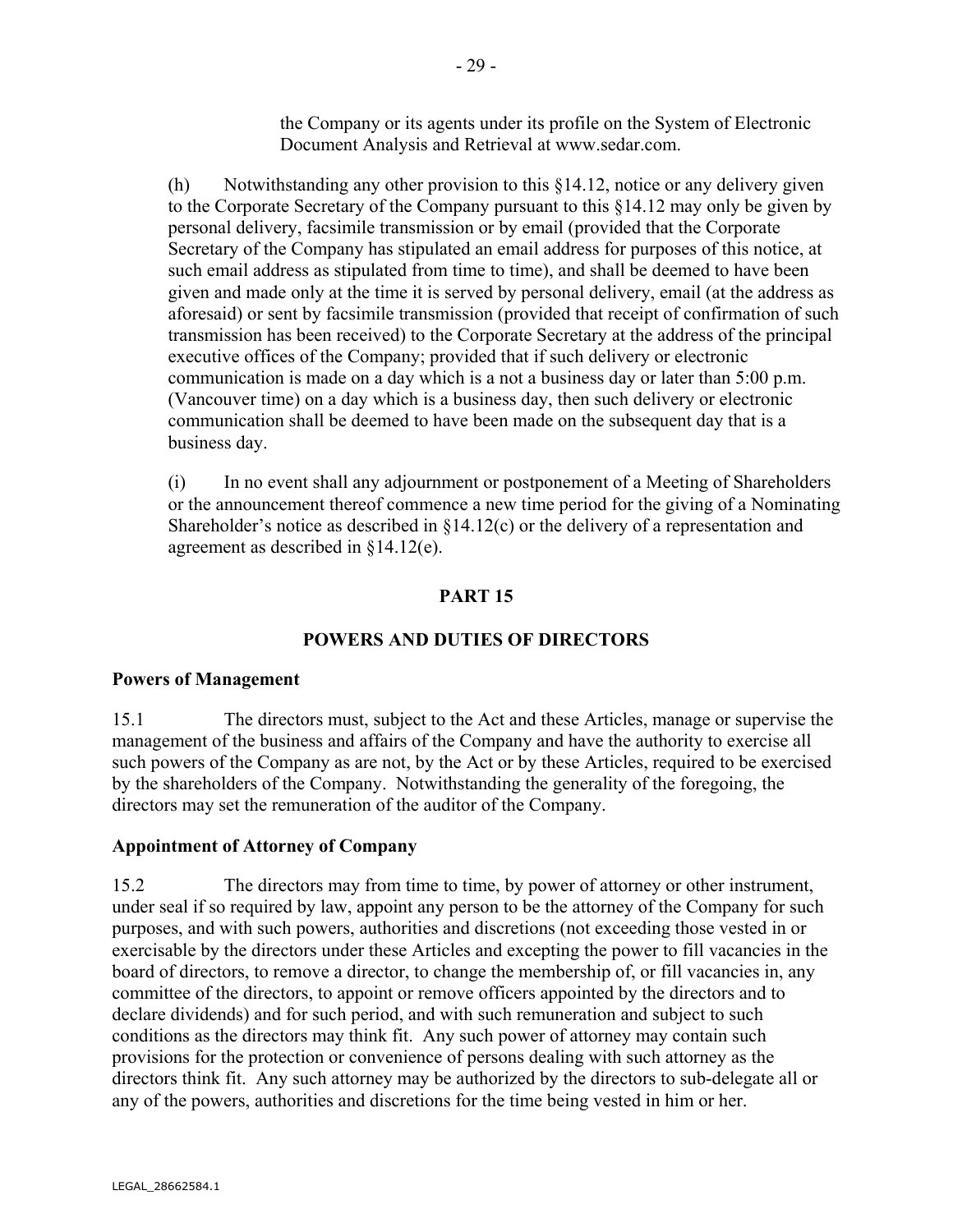the Company or its agents under its profile on the System of Electronic Document Analysis and Retrieval at www.sedar.com.

(h) Notwithstanding any other provision to this §14.12, notice or any delivery given to the Corporate Secretary of the Company pursuant to this §14.12 may only be given by personal delivery, facsimile transmission or by email (provided that the Corporate Secretary of the Company has stipulated an email address for purposes of this notice, at such email address as stipulated from time to time), and shall be deemed to have been given and made only at the time it is served by personal delivery, email (at the address as aforesaid) or sent by facsimile transmission (provided that receipt of confirmation of such transmission has been received) to the Corporate Secretary at the address of the principal executive offices of the Company; provided that if such delivery or electronic communication is made on a day which is a not a business day or later than 5:00 p.m. (Vancouver time) on a day which is a business day, then such delivery or electronic communication shall be deemed to have been made on the subsequent day that is a business day.

(i) In no event shall any adjournment or postponement of a Meeting of Shareholders or the announcement thereof commence a new time period for the giving of a Nominating Shareholder's notice as described in §14.12(c) or the delivery of a representation and agreement as described in §14.12(e).

# PART 15

# POWERS AND DUTIES OF DIRECTORS

**Powers of Management**

15.1 The directors must, subject to the Act and these Articles, manage or supervise the management of the business and affairs of the Company and have the authority to exercise all such powers of the Company as are not, by the Act or by these Articles, required to be exercised by the shareholders of the Company. Notwithstanding the generality of the foregoing, the directors may set the remuneration of the auditor of the Company.

**Appointment of Attorney of Company**

15.2 The directors may from time to time, by power of attorney or other instrument, under seal if so required by law, appoint any person to be the attorney of the Company for such purposes, and with such powers, authorities and discretions (not exceeding those vested in or exercisable by the directors under these Articles and excepting the power to fill vacancies in the board of directors, to remove a director, to change the membership of, or fill vacancies in, any committee of the directors, to appoint or remove officers appointed by the directors and to declare dividends) and for such period, and with such remuneration and subject to such conditions as the directors may think fit. Any such power of attorney may contain such provisions for the protection or convenience of persons dealing with such attorney as the directors think fit. Any such attorney may be authorized by the directors to sub-delegate all or any of the powers, authorities and discretions for the time being vested in him or her.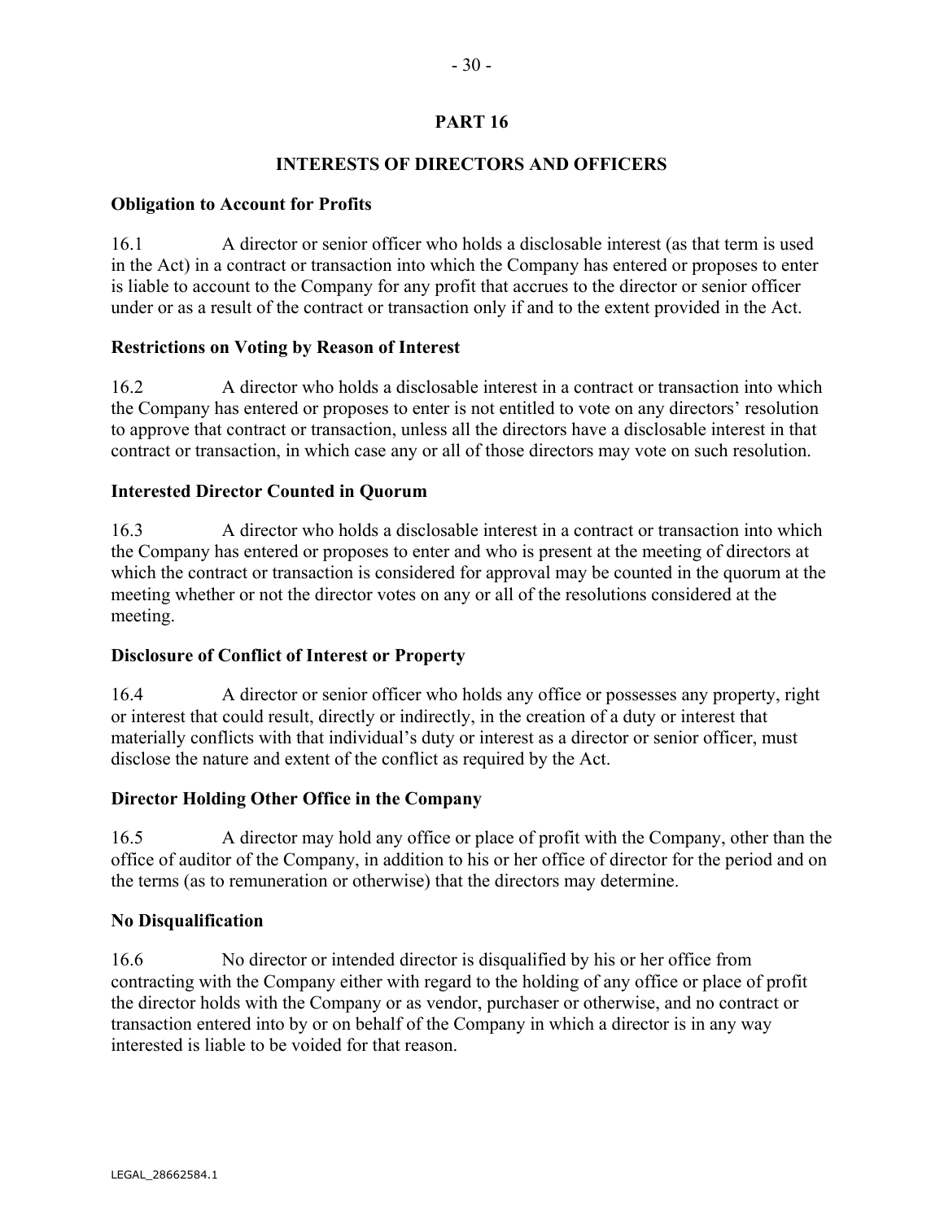# PART 16

## INTERESTS OF DIRECTORS AND OFFICERS

**Obligation to Account for Profits**

16.1 A director or senior officer who holds a disclosable interest (as that term is used in the Act) in a contract or transaction into which the Company has entered or proposes to enter is liable to account to the Company for any profit that accrues to the director or senior officer under or as a result of the contract or transaction only if and to the extent provided in the Act.

**Restrictions on Voting by Reason of Interest**

16.2 A director who holds a disclosable interest in a contract or transaction into which the Company has entered or proposes to enter is not entitled to vote on any directors' resolution to approve that contract or transaction, unless all the directors have a disclosable interest in that contract or transaction, in which case any or all of those directors may vote on such resolution.

**Interested Director Counted in Quorum**

16.3 A director who holds a disclosable interest in a contract or transaction into which the Company has entered or proposes to enter and who is present at the meeting of directors at which the contract or transaction is considered for approval may be counted in the quorum at the meeting whether or not the director votes on any or all of the resolutions considered at the meeting.

**Disclosure of Conflict of Interest or Property**

16.4 A director or senior officer who holds any office or possesses any property, right or interest that could result, directly or indirectly, in the creation of a duty or interest that materially conflicts with that individual's duty or interest as a director or senior officer, must disclose the nature and extent of the conflict as required by the Act.

**Director Holding Other Office in the Company**

16.5 A director may hold any office or place of profit with the Company, other than the office of auditor of the Company, in addition to his or her office of director for the period and on the terms (as to remuneration or otherwise) that the directors may determine.

**No Disqualification**

16.6 No director or intended director is disqualified by his or her office from contracting with the Company either with regard to the holding of any office or place of profit the director holds with the Company or as vendor, purchaser or otherwise, and no contract or transaction entered into by or on behalf of the Company in which a director is in any way interested is liable to be voided for that reason.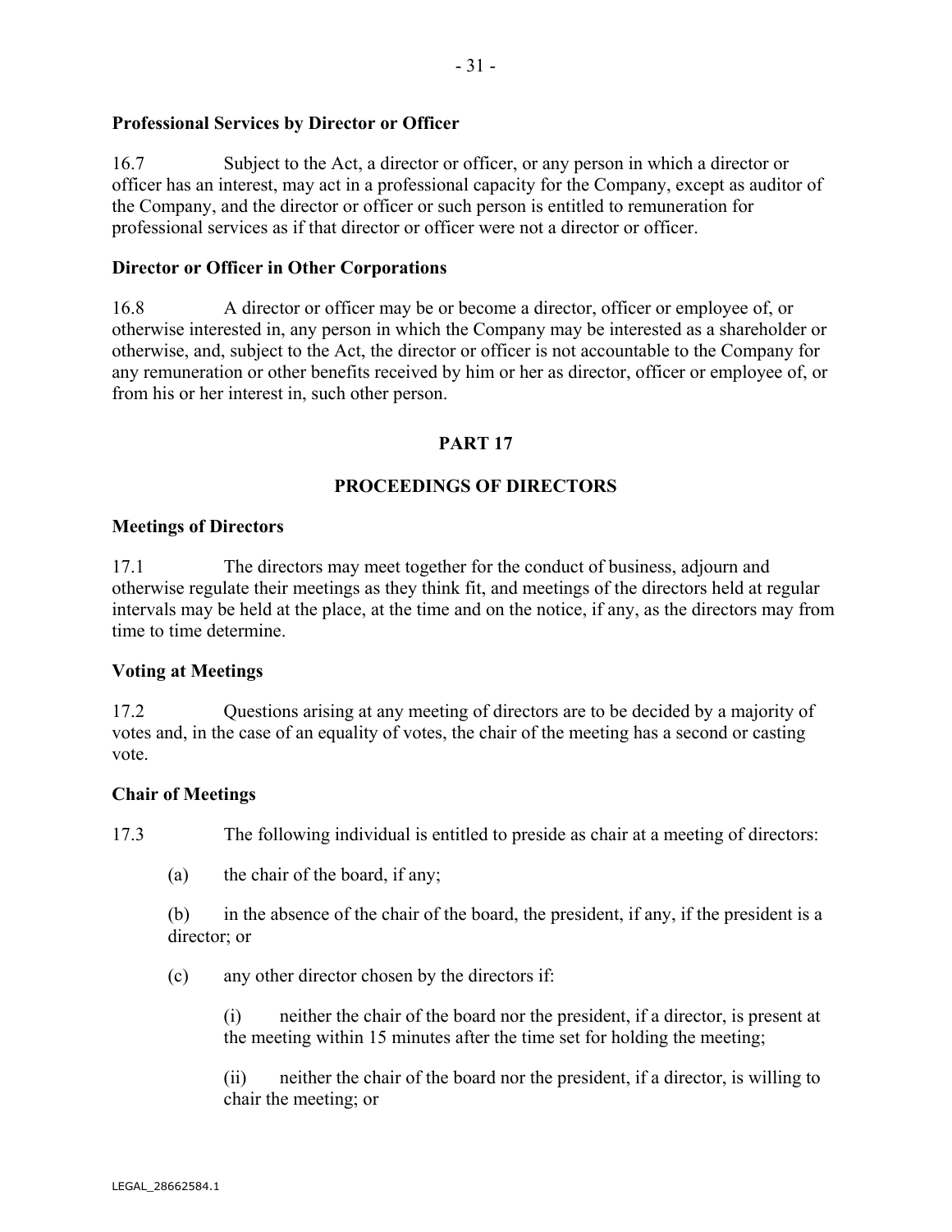**Professional Services by Director or Officer**

16.7 Subject to the Act, a director or officer, or any person in which a director or officer has an interest, may act in a professional capacity for the Company, except as auditor of the Company, and the director or officer or such person is entitled to remuneration for professional services as if that director or officer were not a director or officer.

**Director or Officer in Other Corporations**

16.8 A director or officer may be or become a director, officer or employee of, or otherwise interested in, any person in which the Company may be interested as a shareholder or otherwise, and, subject to the Act, the director or officer is not accountable to the Company for any remuneration or other benefits received by him or her as director, officer or employee of, or from his or her interest in, such other person.

## PART 17

## PROCEEDINGS OF DIRECTORS

**Meetings of Directors**

17.1 The directors may meet together for the conduct of business, adjourn and otherwise regulate their meetings as they think fit, and meetings of the directors held at regular intervals may be held at the place, at the time and on the notice, if any, as the directors may from time to time determine.

**Voting at Meetings**

17.2 Questions arising at any meeting of directors are to be decided by a majority of votes and, in the case of an equality of votes, the chair of the meeting has a second or casting vote.

**Chair of Meetings**

17.3 The following individual is entitled to preside as chair at a meeting of directors:

(a) the chair of the board, if any;

(b) in the absence of the chair of the board, the president, if any, if the president is a director; or

(c) any other director chosen by the directors if:

(i) neither the chair of the board nor the president, if a director, is present at the meeting within 15 minutes after the time set for holding the meeting;

(ii) neither the chair of the board nor the president, if a director, is willing to chair the meeting; or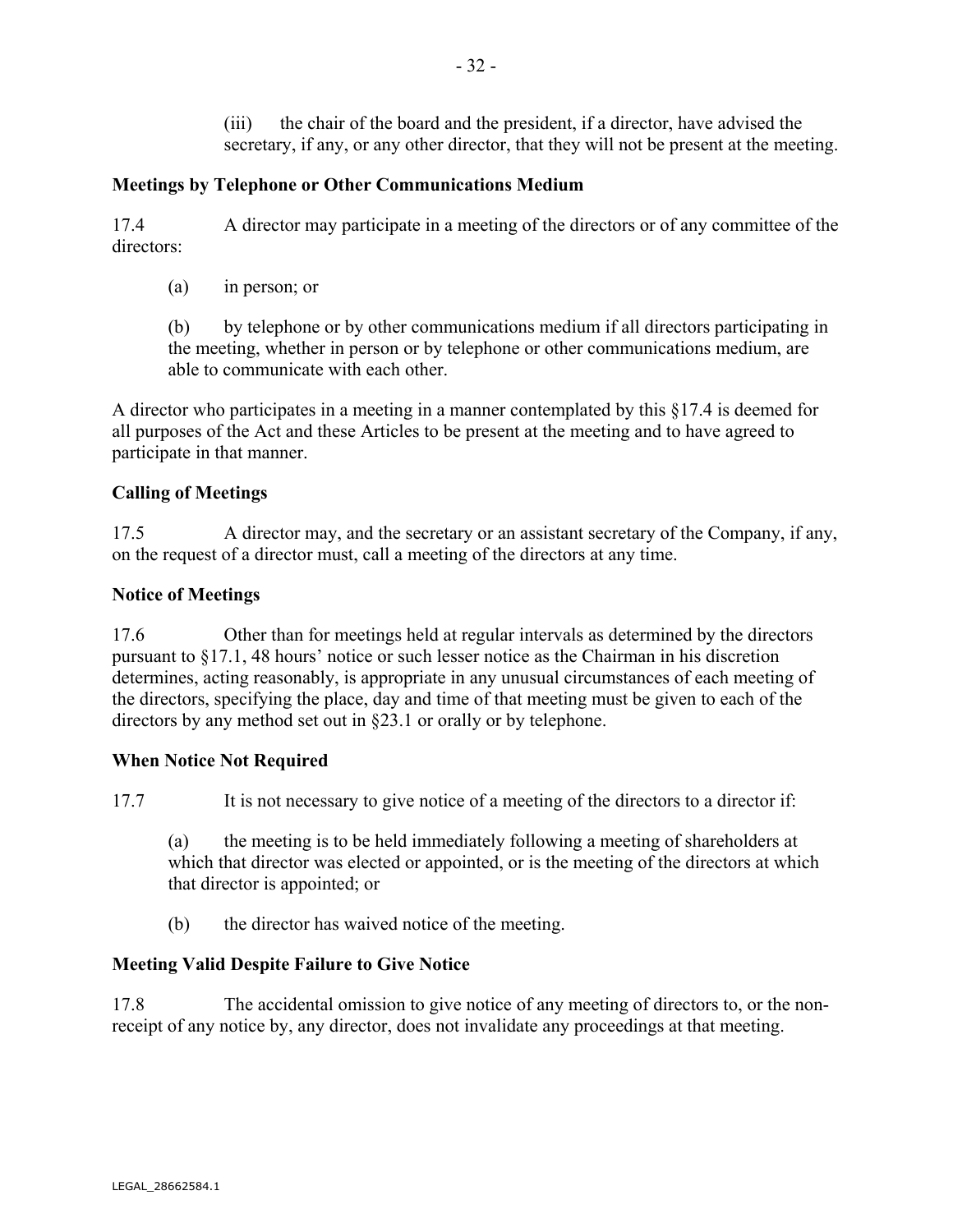(iii) the chair of the board and the president, if a director, have advised the secretary, if any, or any other director, that they will not be present at the meeting.

**Meetings by Telephone or Other Communications Medium**

17.4 A director may participate in a meeting of the directors or of any committee of the directors:

(a) in person; or

(b) by telephone or by other communications medium if all directors participating in the meeting, whether in person or by telephone or other communications medium, are able to communicate with each other.

A director who participates in a meeting in a manner contemplated by this §17.4 is deemed for all purposes of the Act and these Articles to be present at the meeting and to have agreed to participate in that manner.

**Calling of Meetings**

17.5 A director may, and the secretary or an assistant secretary of the Company, if any, on the request of a director must, call a meeting of the directors at any time.

**Notice of Meetings**

17.6 Other than for meetings held at regular intervals as determined by the directors pursuant to §17.1, 48 hours' notice or such lesser notice as the Chairman in his discretion determines, acting reasonably, is appropriate in any unusual circumstances of each meeting of the directors, specifying the place, day and time of that meeting must be given to each of the directors by any method set out in §23.1 or orally or by telephone.

**When Notice Not Required**

17.7 It is not necessary to give notice of a meeting of the directors to a director if:

(a) the meeting is to be held immediately following a meeting of shareholders at which that director was elected or appointed, or is the meeting of the directors at which that director is appointed; or

(b) the director has waived notice of the meeting.

**Meeting Valid Despite Failure to Give Notice**

17.8 The accidental omission to give notice of any meeting of directors to, or the non-receipt of any notice by, any director, does not invalidate any proceedings at that meeting.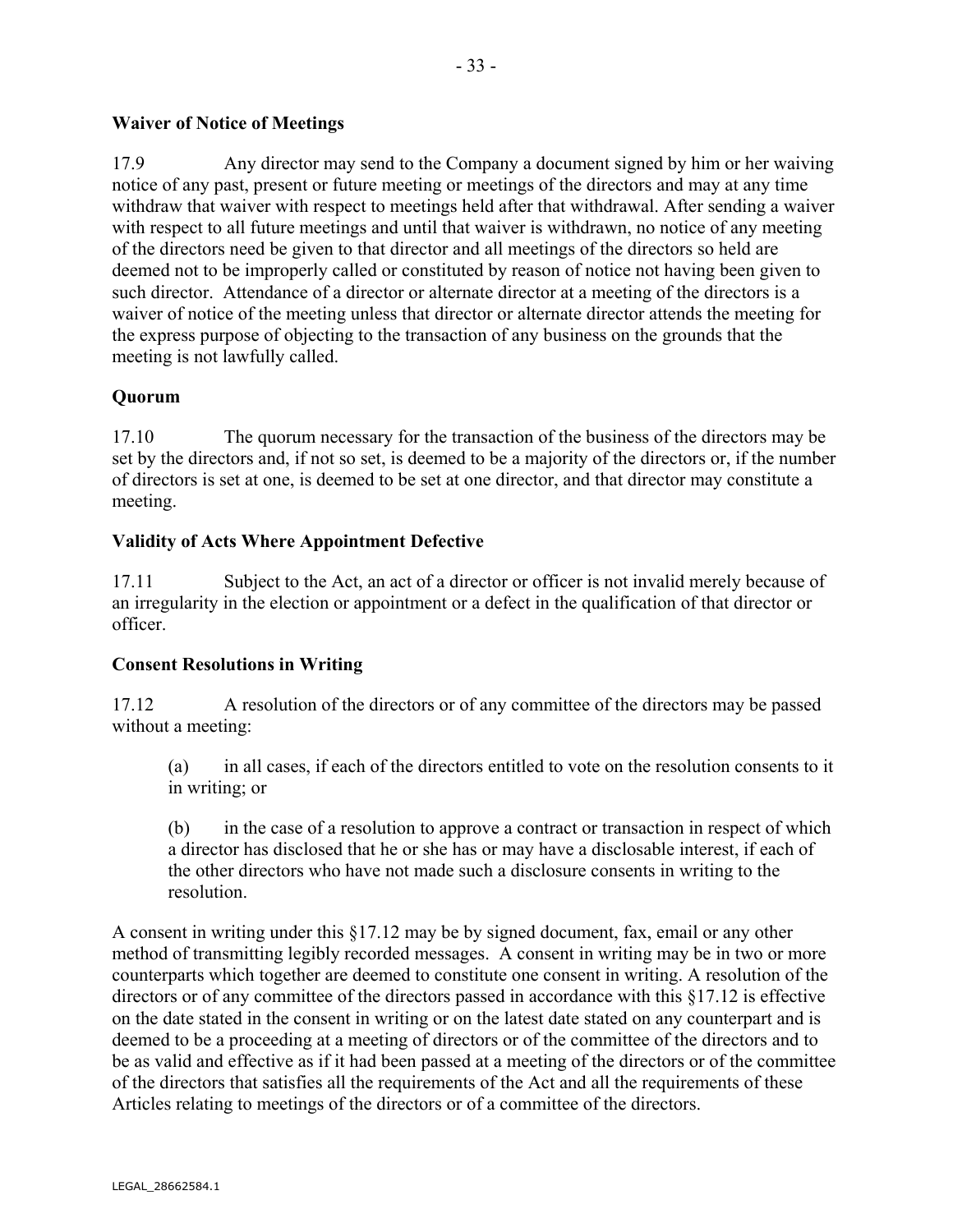**Waiver of Notice of Meetings**

17.9 Any director may send to the Company a document signed by him or her waiving notice of any past, present or future meeting or meetings of the directors and may at any time withdraw that waiver with respect to meetings held after that withdrawal. After sending a waiver with respect to all future meetings and until that waiver is withdrawn, no notice of any meeting of the directors need be given to that director and all meetings of the directors so held are deemed not to be improperly called or constituted by reason of notice not having been given to such director. Attendance of a director or alternate director at a meeting of the directors is a waiver of notice of the meeting unless that director or alternate director attends the meeting for the express purpose of objecting to the transaction of any business on the grounds that the meeting is not lawfully called.

**Quorum**

17.10 The quorum necessary for the transaction of the business of the directors may be set by the directors and, if not so set, is deemed to be a majority of the directors or, if the number of directors is set at one, is deemed to be set at one director, and that director may constitute a meeting.

**Validity of Acts Where Appointment Defective**

17.11 Subject to the Act, an act of a director or officer is not invalid merely because of an irregularity in the election or appointment or a defect in the qualification of that director or officer.

**Consent Resolutions in Writing**

17.12 A resolution of the directors or of any committee of the directors may be passed without a meeting:

(a) in all cases, if each of the directors entitled to vote on the resolution consents to it in writing; or

(b) in the case of a resolution to approve a contract or transaction in respect of which a director has disclosed that he or she has or may have a disclosable interest, if each of the other directors who have not made such a disclosure consents in writing to the resolution.

A consent in writing under this §17.12 may be by signed document, fax, email or any other method of transmitting legibly recorded messages. A consent in writing may be in two or more counterparts which together are deemed to constitute one consent in writing. A resolution of the directors or of any committee of the directors passed in accordance with this §17.12 is effective on the date stated in the consent in writing or on the latest date stated on any counterpart and is deemed to be a proceeding at a meeting of directors or of the committee of the directors and to be as valid and effective as if it had been passed at a meeting of the directors or of the committee of the directors that satisfies all the requirements of the Act and all the requirements of these Articles relating to meetings of the directors or of a committee of the directors.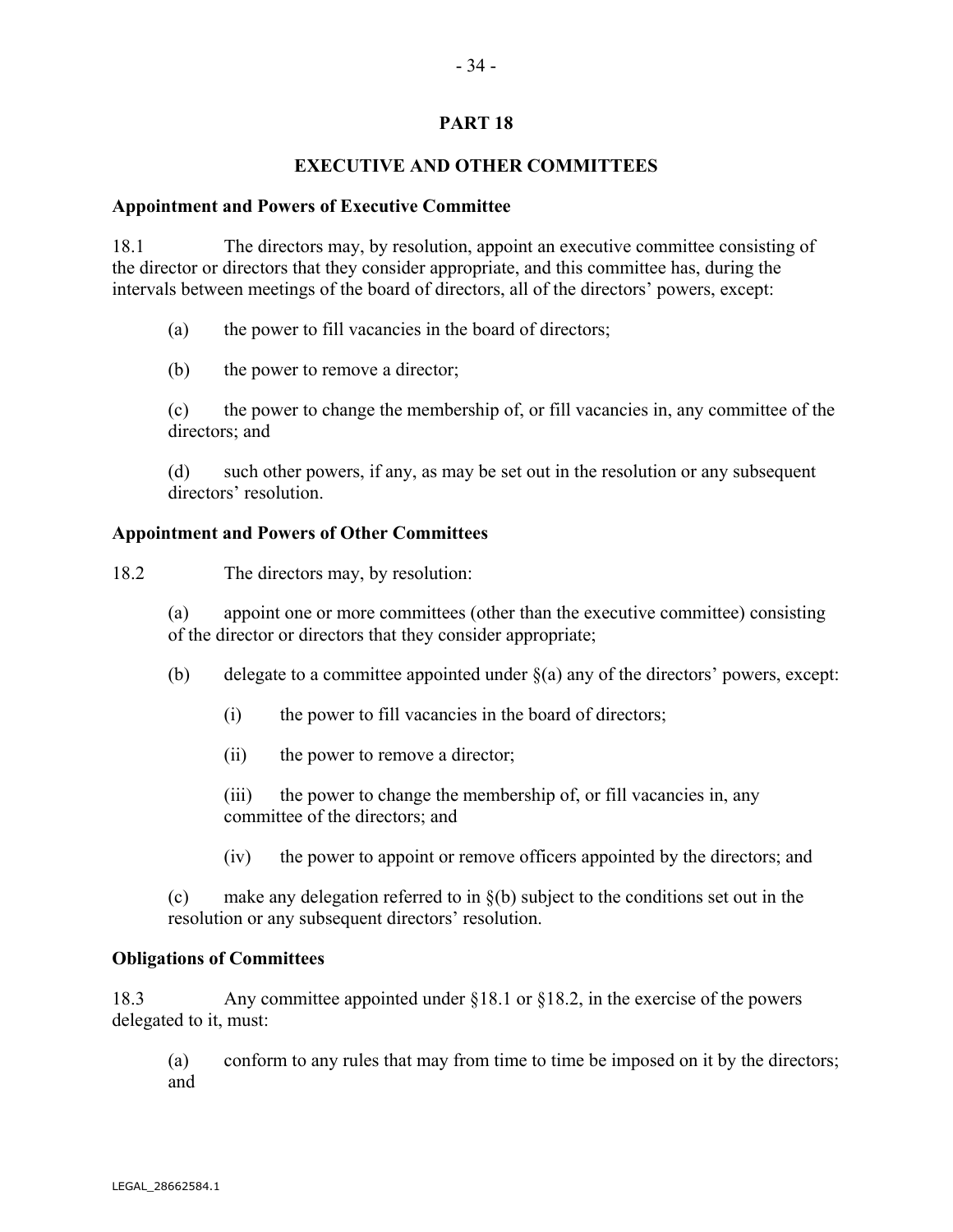## PART 18

## EXECUTIVE AND OTHER COMMITTEES

### Appointment and Powers of Executive Committee

18.1 The directors may, by resolution, appoint an executive committee consisting of the director or directors that they consider appropriate, and this committee has, during the intervals between meetings of the board of directors, all of the directors' powers, except:

(a) the power to fill vacancies in the board of directors;

(b) the power to remove a director;

(c) the power to change the membership of, or fill vacancies in, any committee of the directors; and

(d) such other powers, if any, as may be set out in the resolution or any subsequent directors' resolution.

### Appointment and Powers of Other Committees

18.2 The directors may, by resolution:

(a) appoint one or more committees (other than the executive committee) consisting of the director or directors that they consider appropriate;

(b) delegate to a committee appointed under §(a) any of the directors' powers, except:

(i) the power to fill vacancies in the board of directors;

(ii) the power to remove a director;

(iii) the power to change the membership of, or fill vacancies in, any committee of the directors; and

(iv) the power to appoint or remove officers appointed by the directors; and

(c) make any delegation referred to in §(b) subject to the conditions set out in the resolution or any subsequent directors' resolution.

### Obligations of Committees

18.3 Any committee appointed under §18.1 or §18.2, in the exercise of the powers delegated to it, must:

(a) conform to any rules that may from time to time be imposed on it by the directors; and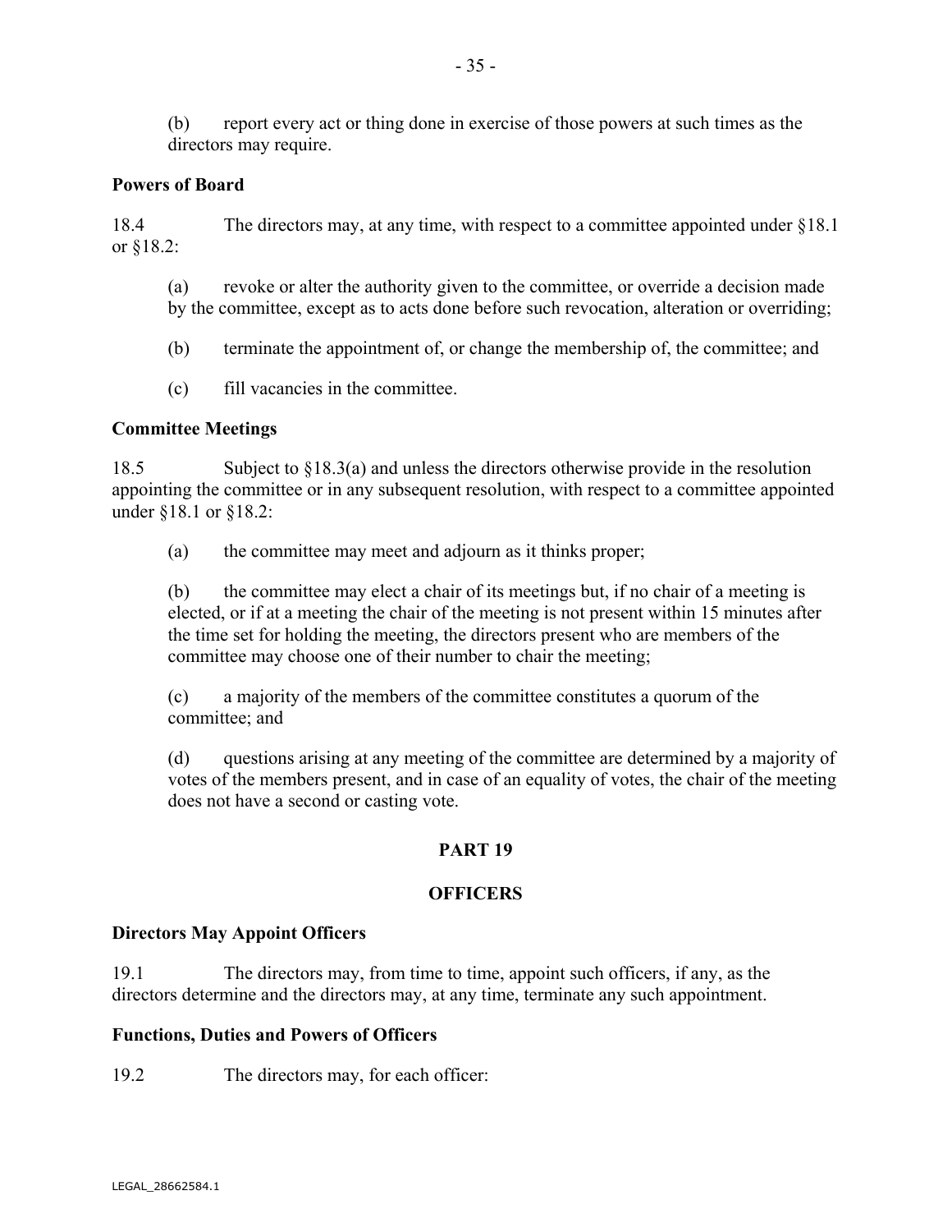(b) report every act or thing done in exercise of those powers at such times as the directors may require.

**Powers of Board**

18.4 The directors may, at any time, with respect to a committee appointed under §18.1 or §18.2:

(a) revoke or alter the authority given to the committee, or override a decision made by the committee, except as to acts done before such revocation, alteration or overriding;

(b) terminate the appointment of, or change the membership of, the committee; and

(c) fill vacancies in the committee.

**Committee Meetings**

18.5 Subject to §18.3(a) and unless the directors otherwise provide in the resolution appointing the committee or in any subsequent resolution, with respect to a committee appointed under §18.1 or §18.2:

(a) the committee may meet and adjourn as it thinks proper;

(b) the committee may elect a chair of its meetings but, if no chair of a meeting is elected, or if at a meeting the chair of the meeting is not present within 15 minutes after the time set for holding the meeting, the directors present who are members of the committee may choose one of their number to chair the meeting;

(c) a majority of the members of the committee constitutes a quorum of the committee; and

(d) questions arising at any meeting of the committee are determined by a majority of votes of the members present, and in case of an equality of votes, the chair of the meeting does not have a second or casting vote.

## PART 19

## OFFICERS

**Directors May Appoint Officers**

19.1 The directors may, from time to time, appoint such officers, if any, as the directors determine and the directors may, at any time, terminate any such appointment.

**Functions, Duties and Powers of Officers**

19.2 The directors may, for each officer: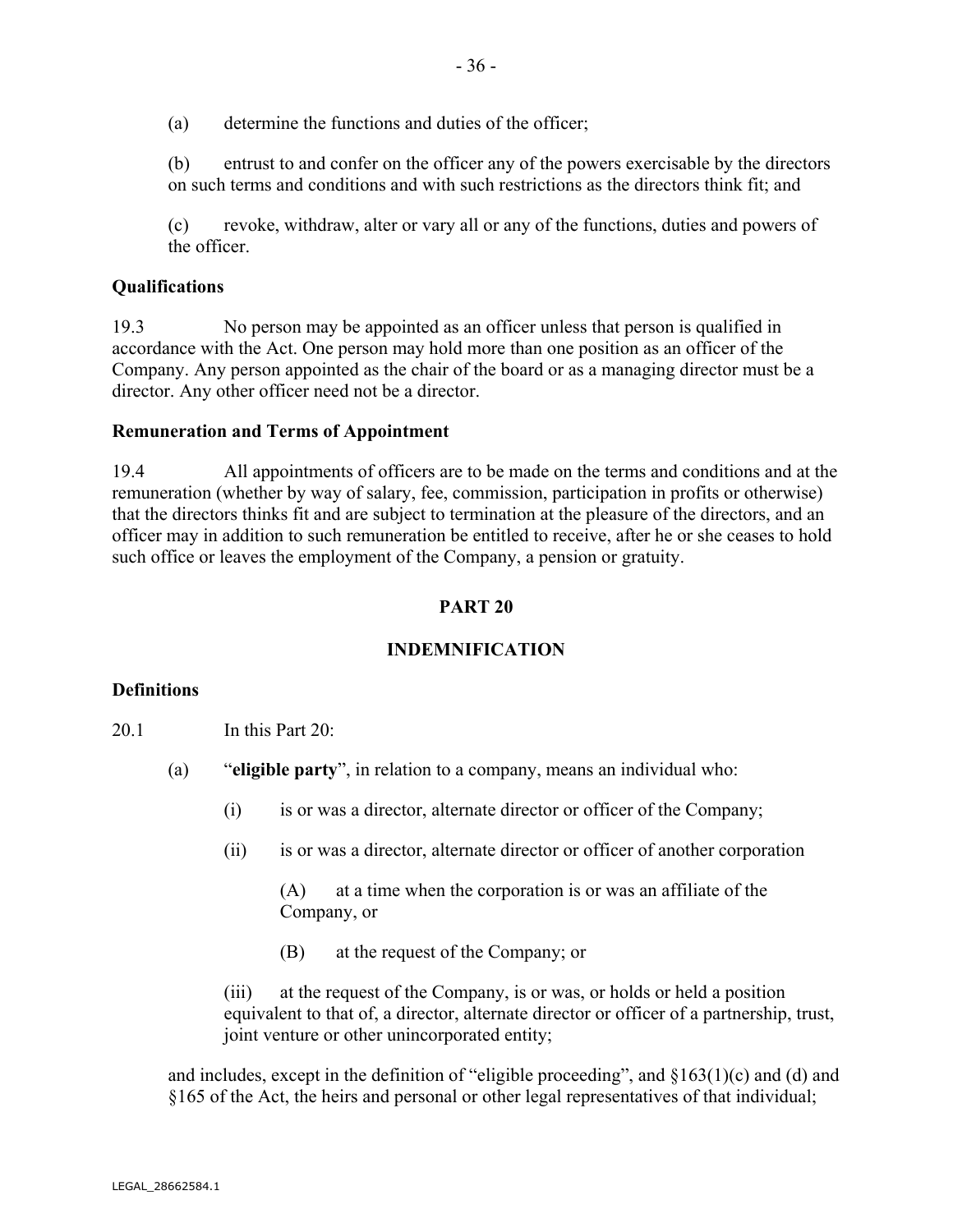(a) determine the functions and duties of the officer;

(b) entrust to and confer on the officer any of the powers exercisable by the directors on such terms and conditions and with such restrictions as the directors think fit; and

(c) revoke, withdraw, alter or vary all or any of the functions, duties and powers of the officer.

**Qualifications**

19.3 No person may be appointed as an officer unless that person is qualified in accordance with the Act. One person may hold more than one position as an officer of the Company. Any person appointed as the chair of the board or as a managing director must be a director. Any other officer need not be a director.

**Remuneration and Terms of Appointment**

19.4 All appointments of officers are to be made on the terms and conditions and at the remuneration (whether by way of salary, fee, commission, participation in profits or otherwise) that the directors thinks fit and are subject to termination at the pleasure of the directors, and an officer may in addition to such remuneration be entitled to receive, after he or she ceases to hold such office or leaves the employment of the Company, a pension or gratuity.

## PART 20

## INDEMNIFICATION

**Definitions**

20.1 In this Part 20:

(a) "**eligible party**", in relation to a company, means an individual who:

(i) is or was a director, alternate director or officer of the Company;

(ii) is or was a director, alternate director or officer of another corporation

(A) at a time when the corporation is or was an affiliate of the Company, or

(B) at the request of the Company; or

(iii) at the request of the Company, is or was, or holds or held a position equivalent to that of, a director, alternate director or officer of a partnership, trust, joint venture or other unincorporated entity;

and includes, except in the definition of "eligible proceeding", and §163(1)(c) and (d) and §165 of the Act, the heirs and personal or other legal representatives of that individual;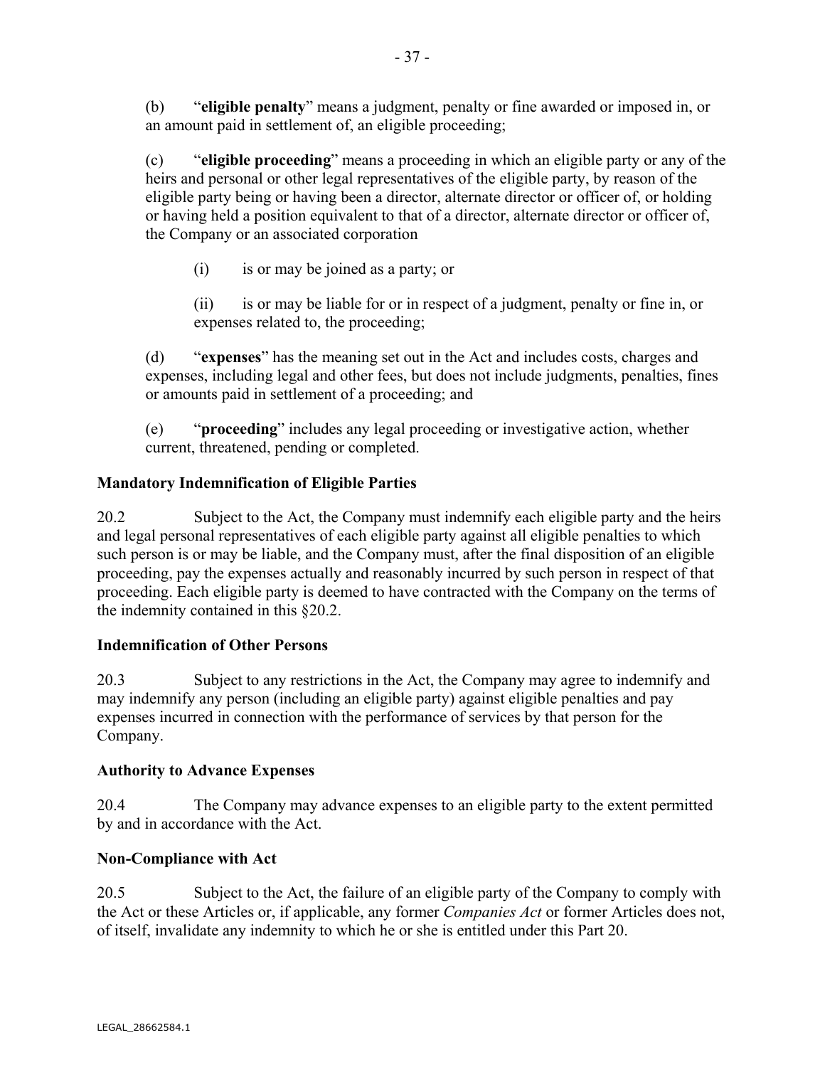(b) "**eligible penalty**" means a judgment, penalty or fine awarded or imposed in, or an amount paid in settlement of, an eligible proceeding;

(c) "**eligible proceeding**" means a proceeding in which an eligible party or any of the heirs and personal or other legal representatives of the eligible party, by reason of the eligible party being or having been a director, alternate director or officer of, or holding or having held a position equivalent to that of a director, alternate director or officer of, the Company or an associated corporation

(i) is or may be joined as a party; or

(ii) is or may be liable for or in respect of a judgment, penalty or fine in, or expenses related to, the proceeding;

(d) "**expenses**" has the meaning set out in the Act and includes costs, charges and expenses, including legal and other fees, but does not include judgments, penalties, fines or amounts paid in settlement of a proceeding; and

(e) "**proceeding**" includes any legal proceeding or investigative action, whether current, threatened, pending or completed.

**Mandatory Indemnification of Eligible Parties**

20.2 Subject to the Act, the Company must indemnify each eligible party and the heirs and legal personal representatives of each eligible party against all eligible penalties to which such person is or may be liable, and the Company must, after the final disposition of an eligible proceeding, pay the expenses actually and reasonably incurred by such person in respect of that proceeding. Each eligible party is deemed to have contracted with the Company on the terms of the indemnity contained in this §20.2.

**Indemnification of Other Persons**

20.3 Subject to any restrictions in the Act, the Company may agree to indemnify and may indemnify any person (including an eligible party) against eligible penalties and pay expenses incurred in connection with the performance of services by that person for the Company.

**Authority to Advance Expenses**

20.4 The Company may advance expenses to an eligible party to the extent permitted by and in accordance with the Act.

**Non-Compliance with Act**

20.5 Subject to the Act, the failure of an eligible party of the Company to comply with the Act or these Articles or, if applicable, any former *Companies Act* or former Articles does not, of itself, invalidate any indemnity to which he or she is entitled under this Part 20.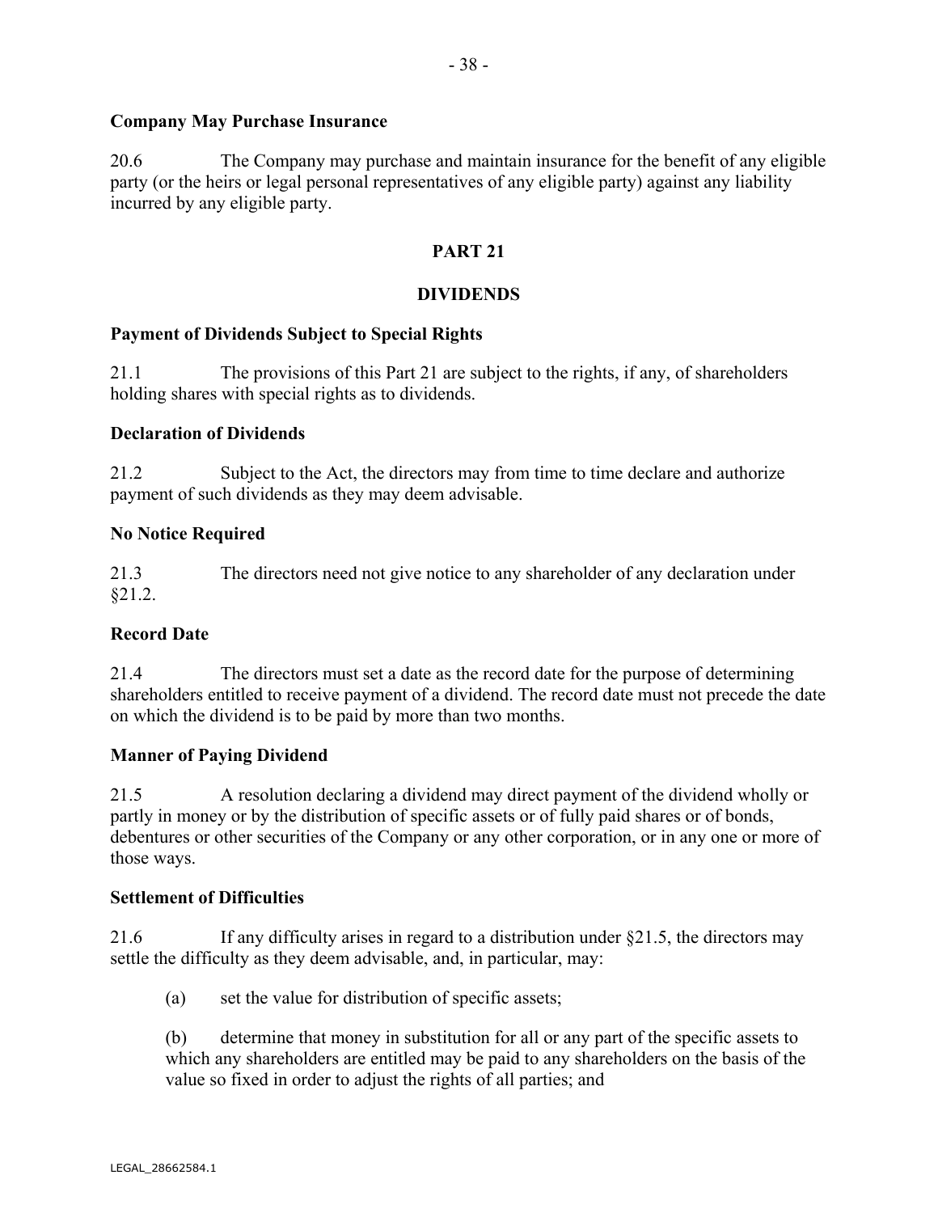**Company May Purchase Insurance**

20.6 The Company may purchase and maintain insurance for the benefit of any eligible party (or the heirs or legal personal representatives of any eligible party) against any liability incurred by any eligible party.

## PART 21

## DIVIDENDS

**Payment of Dividends Subject to Special Rights**

21.1 The provisions of this Part 21 are subject to the rights, if any, of shareholders holding shares with special rights as to dividends.

**Declaration of Dividends**

21.2 Subject to the Act, the directors may from time to time declare and authorize payment of such dividends as they may deem advisable.

**No Notice Required**

21.3 The directors need not give notice to any shareholder of any declaration under §21.2.

**Record Date**

21.4 The directors must set a date as the record date for the purpose of determining shareholders entitled to receive payment of a dividend. The record date must not precede the date on which the dividend is to be paid by more than two months.

**Manner of Paying Dividend**

21.5 A resolution declaring a dividend may direct payment of the dividend wholly or partly in money or by the distribution of specific assets or of fully paid shares or of bonds, debentures or other securities of the Company or any other corporation, or in any one or more of those ways.

**Settlement of Difficulties**

21.6 If any difficulty arises in regard to a distribution under §21.5, the directors may settle the difficulty as they deem advisable, and, in particular, may:

(a) set the value for distribution of specific assets;

(b) determine that money in substitution for all or any part of the specific assets to which any shareholders are entitled may be paid to any shareholders on the basis of the value so fixed in order to adjust the rights of all parties; and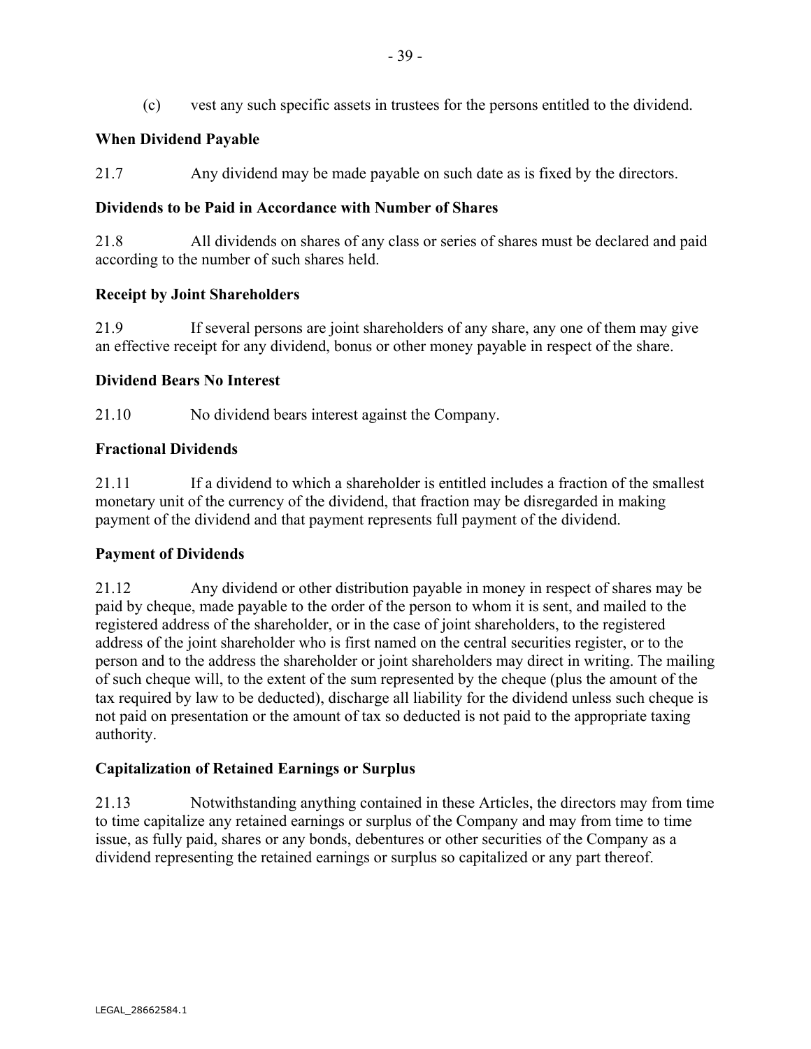(c) vest any such specific assets in trustees for the persons entitled to the dividend.

**When Dividend Payable**

21.7 Any dividend may be made payable on such date as is fixed by the directors.

**Dividends to be Paid in Accordance with Number of Shares**

21.8 All dividends on shares of any class or series of shares must be declared and paid according to the number of such shares held.

**Receipt by Joint Shareholders**

21.9 If several persons are joint shareholders of any share, any one of them may give an effective receipt for any dividend, bonus or other money payable in respect of the share.

**Dividend Bears No Interest**

21.10 No dividend bears interest against the Company.

**Fractional Dividends**

21.11 If a dividend to which a shareholder is entitled includes a fraction of the smallest monetary unit of the currency of the dividend, that fraction may be disregarded in making payment of the dividend and that payment represents full payment of the dividend.

**Payment of Dividends**

21.12 Any dividend or other distribution payable in money in respect of shares may be paid by cheque, made payable to the order of the person to whom it is sent, and mailed to the registered address of the shareholder, or in the case of joint shareholders, to the registered address of the joint shareholder who is first named on the central securities register, or to the person and to the address the shareholder or joint shareholders may direct in writing. The mailing of such cheque will, to the extent of the sum represented by the cheque (plus the amount of the tax required by law to be deducted), discharge all liability for the dividend unless such cheque is not paid on presentation or the amount of tax so deducted is not paid to the appropriate taxing authority.

**Capitalization of Retained Earnings or Surplus**

21.13 Notwithstanding anything contained in these Articles, the directors may from time to time capitalize any retained earnings or surplus of the Company and may from time to time issue, as fully paid, shares or any bonds, debentures or other securities of the Company as a dividend representing the retained earnings or surplus so capitalized or any part thereof.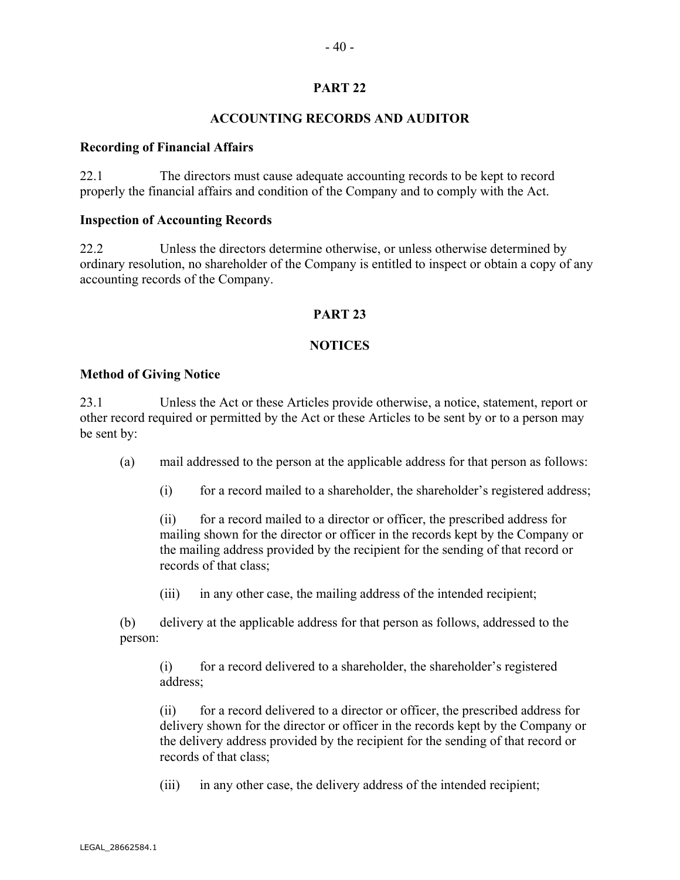## PART 22

## ACCOUNTING RECORDS AND AUDITOR

**Recording of Financial Affairs**

22.1 The directors must cause adequate accounting records to be kept to record properly the financial affairs and condition of the Company and to comply with the Act.

**Inspection of Accounting Records**

22.2 Unless the directors determine otherwise, or unless otherwise determined by ordinary resolution, no shareholder of the Company is entitled to inspect or obtain a copy of any accounting records of the Company.

## PART 23

## NOTICES

**Method of Giving Notice**

23.1 Unless the Act or these Articles provide otherwise, a notice, statement, report or other record required or permitted by the Act or these Articles to be sent by or to a person may be sent by:

(a) mail addressed to the person at the applicable address for that person as follows:

(i) for a record mailed to a shareholder, the shareholder's registered address;

(ii) for a record mailed to a director or officer, the prescribed address for mailing shown for the director or officer in the records kept by the Company or the mailing address provided by the recipient for the sending of that record or records of that class;

(iii) in any other case, the mailing address of the intended recipient;

(b) delivery at the applicable address for that person as follows, addressed to the person:

(i) for a record delivered to a shareholder, the shareholder's registered address;

(ii) for a record delivered to a director or officer, the prescribed address for delivery shown for the director or officer in the records kept by the Company or the delivery address provided by the recipient for the sending of that record or records of that class;

(iii) in any other case, the delivery address of the intended recipient;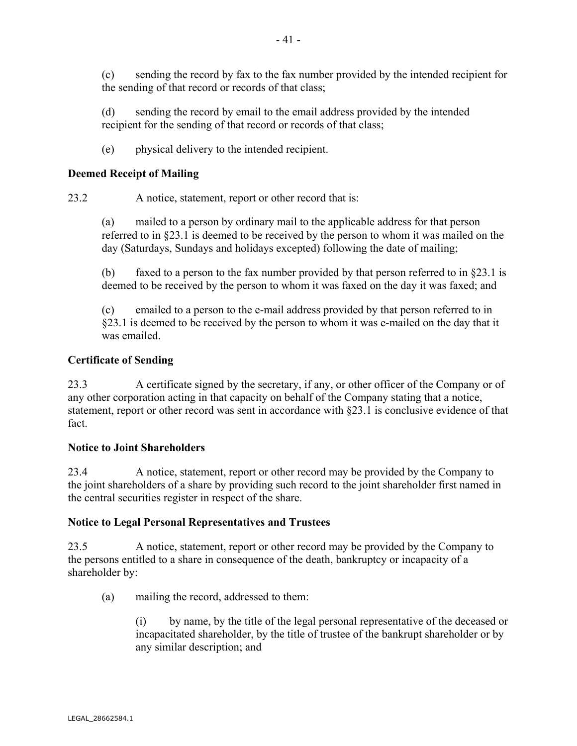(c) sending the record by fax to the fax number provided by the intended recipient for the sending of that record or records of that class;

(d) sending the record by email to the email address provided by the intended recipient for the sending of that record or records of that class;

(e) physical delivery to the intended recipient.

**Deemed Receipt of Mailing**

23.2 A notice, statement, report or other record that is:

(a) mailed to a person by ordinary mail to the applicable address for that person referred to in §23.1 is deemed to be received by the person to whom it was mailed on the day (Saturdays, Sundays and holidays excepted) following the date of mailing;

(b) faxed to a person to the fax number provided by that person referred to in §23.1 is deemed to be received by the person to whom it was faxed on the day it was faxed; and

(c) emailed to a person to the e-mail address provided by that person referred to in §23.1 is deemed to be received by the person to whom it was e-mailed on the day that it was emailed.

**Certificate of Sending**

23.3 A certificate signed by the secretary, if any, or other officer of the Company or of any other corporation acting in that capacity on behalf of the Company stating that a notice, statement, report or other record was sent in accordance with §23.1 is conclusive evidence of that fact.

**Notice to Joint Shareholders**

23.4 A notice, statement, report or other record may be provided by the Company to the joint shareholders of a share by providing such record to the joint shareholder first named in the central securities register in respect of the share.

**Notice to Legal Personal Representatives and Trustees**

23.5 A notice, statement, report or other record may be provided by the Company to the persons entitled to a share in consequence of the death, bankruptcy or incapacity of a shareholder by:

(a) mailing the record, addressed to them:

(i) by name, by the title of the legal personal representative of the deceased or incapacitated shareholder, by the title of trustee of the bankrupt shareholder or by any similar description; and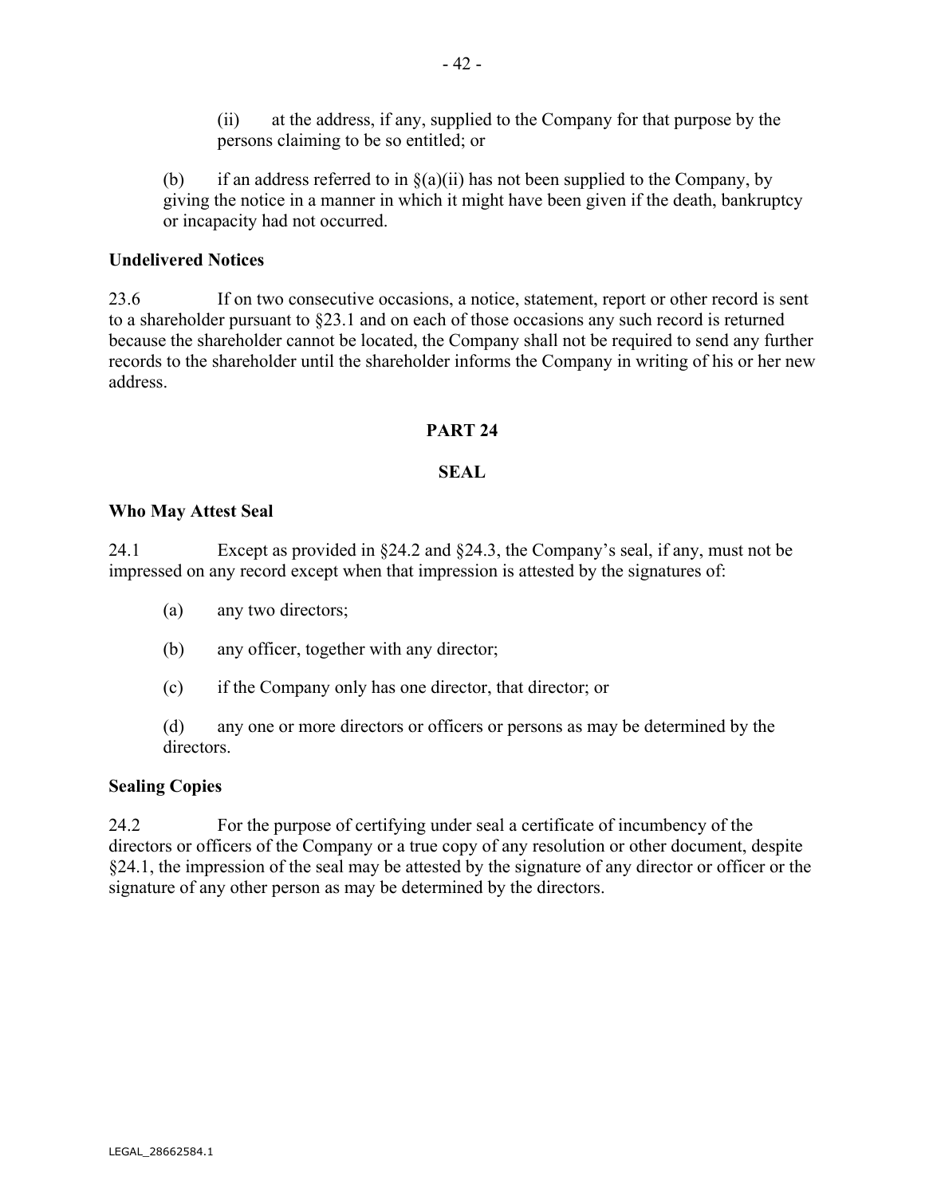(ii) at the address, if any, supplied to the Company for that purpose by the persons claiming to be so entitled; or

(b) if an address referred to in §(a)(ii) has not been supplied to the Company, by giving the notice in a manner in which it might have been given if the death, bankruptcy or incapacity had not occurred.

**Undelivered Notices**

23.6 If on two consecutive occasions, a notice, statement, report or other record is sent to a shareholder pursuant to §23.1 and on each of those occasions any such record is returned because the shareholder cannot be located, the Company shall not be required to send any further records to the shareholder until the shareholder informs the Company in writing of his or her new address.

## PART 24

## SEAL

**Who May Attest Seal**

24.1 Except as provided in §24.2 and §24.3, the Company's seal, if any, must not be impressed on any record except when that impression is attested by the signatures of:

(a) any two directors;

(b) any officer, together with any director;

(c) if the Company only has one director, that director; or

(d) any one or more directors or officers or persons as may be determined by the directors.

**Sealing Copies**

24.2 For the purpose of certifying under seal a certificate of incumbency of the directors or officers of the Company or a true copy of any resolution or other document, despite §24.1, the impression of the seal may be attested by the signature of any director or officer or the signature of any other person as may be determined by the directors.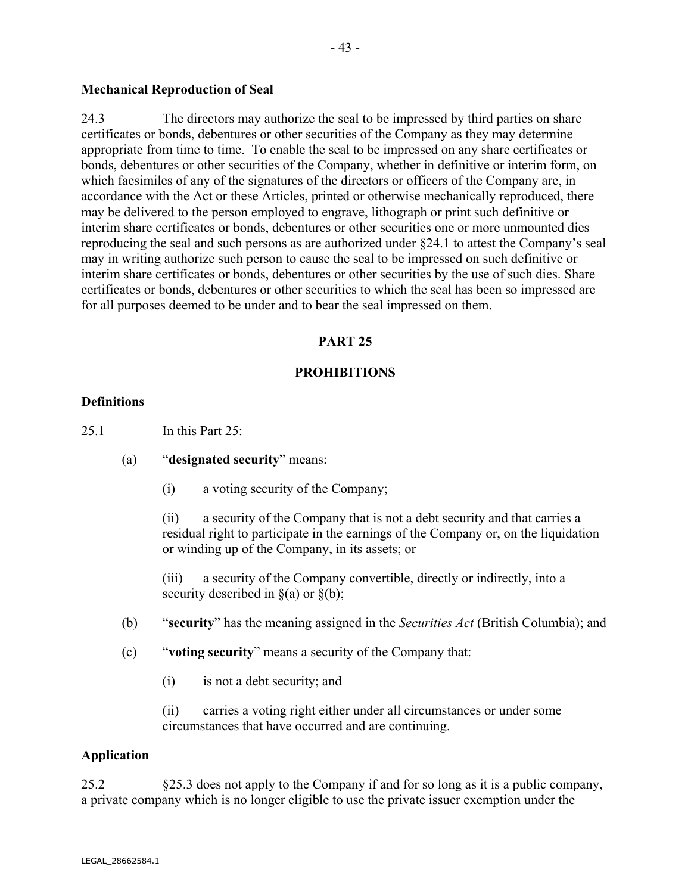**Mechanical Reproduction of Seal**

24.3 The directors may authorize the seal to be impressed by third parties on share certificates or bonds, debentures or other securities of the Company as they may determine appropriate from time to time. To enable the seal to be impressed on any share certificates or bonds, debentures or other securities of the Company, whether in definitive or interim form, on which facsimiles of any of the signatures of the directors or officers of the Company are, in accordance with the Act or these Articles, printed or otherwise mechanically reproduced, there may be delivered to the person employed to engrave, lithograph or print such definitive or interim share certificates or bonds, debentures or other securities one or more unmounted dies reproducing the seal and such persons as are authorized under §24.1 to attest the Company's seal may in writing authorize such person to cause the seal to be impressed on such definitive or interim share certificates or bonds, debentures or other securities by the use of such dies. Share certificates or bonds, debentures or other securities to which the seal has been so impressed are for all purposes deemed to be under and to bear the seal impressed on them.

## PART 25

## PROHIBITIONS

**Definitions**

25.1 In this Part 25:

(a) "**designated security**" means:

(i) a voting security of the Company;

(ii) a security of the Company that is not a debt security and that carries a residual right to participate in the earnings of the Company or, on the liquidation or winding up of the Company, in its assets; or

(iii) a security of the Company convertible, directly or indirectly, into a security described in §(a) or §(b);

(b) "**security**" has the meaning assigned in the *Securities Act* (British Columbia); and

(c) "**voting security**" means a security of the Company that:

(i) is not a debt security; and

(ii) carries a voting right either under all circumstances or under some circumstances that have occurred and are continuing.

**Application**

25.2 §25.3 does not apply to the Company if and for so long as it is a public company, a private company which is no longer eligible to use the private issuer exemption under the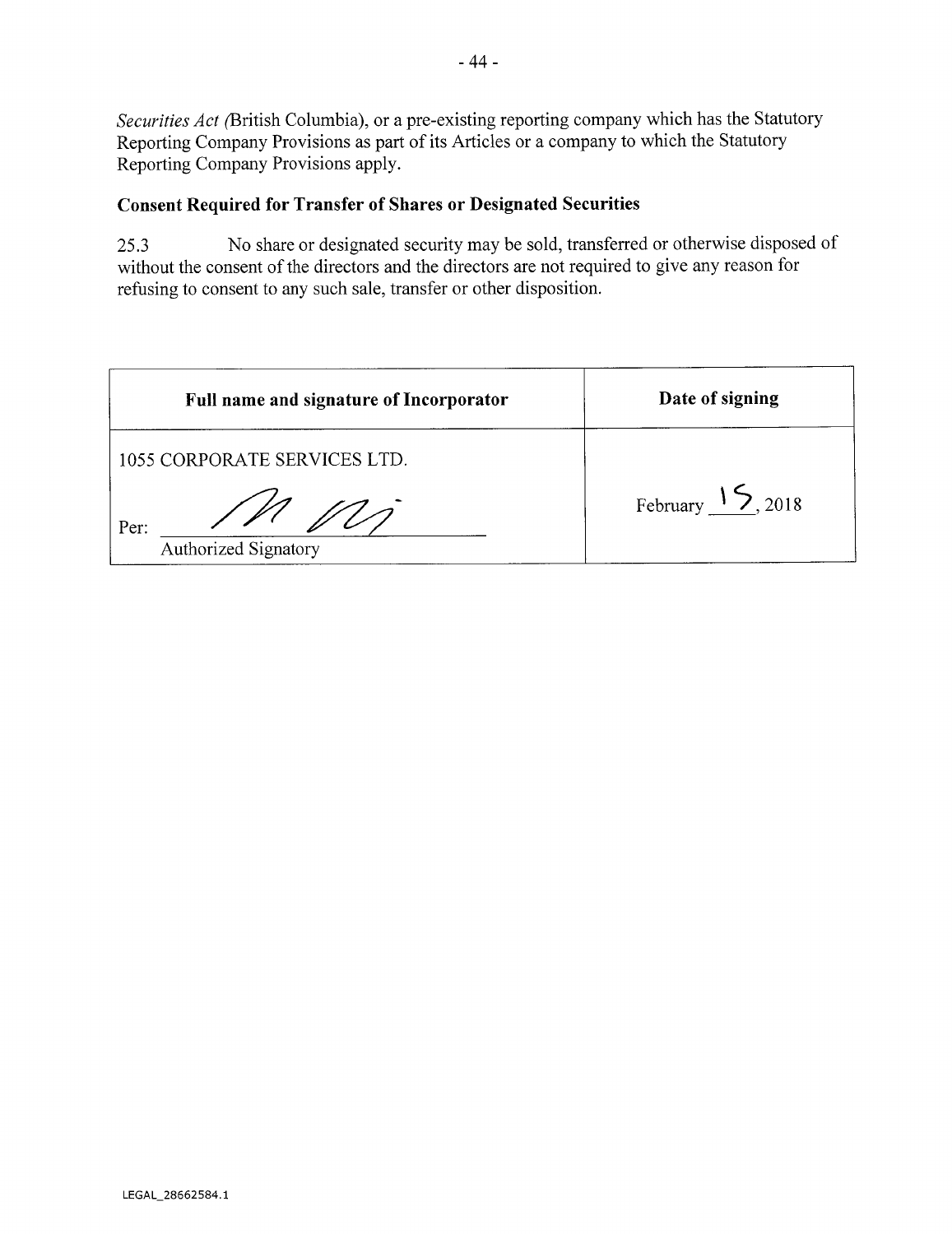*Securities Act (*British Columbia), or a pre-existing reporting company which has the Statutory Reporting Company Provisions as part of its Articles or a company to which the Statutory Reporting Company Provisions apply.

**Consent Required for Transfer of Shares or Designated Securities**

25.3 No share or designated security may be sold, transferred or otherwise disposed of without the consent of the directors and the directors are not required to give any reason for refusing to consent to any such sale, transfer or other disposition.

| Full name and signature of Incorporator | Date of signing |
|---|---|
| 1055 CORPORATE SERVICES LTD.<br><br>Per: [signature]<br>Authorized Signatory | February 15, 2018 |

LEGAL_28662584.1